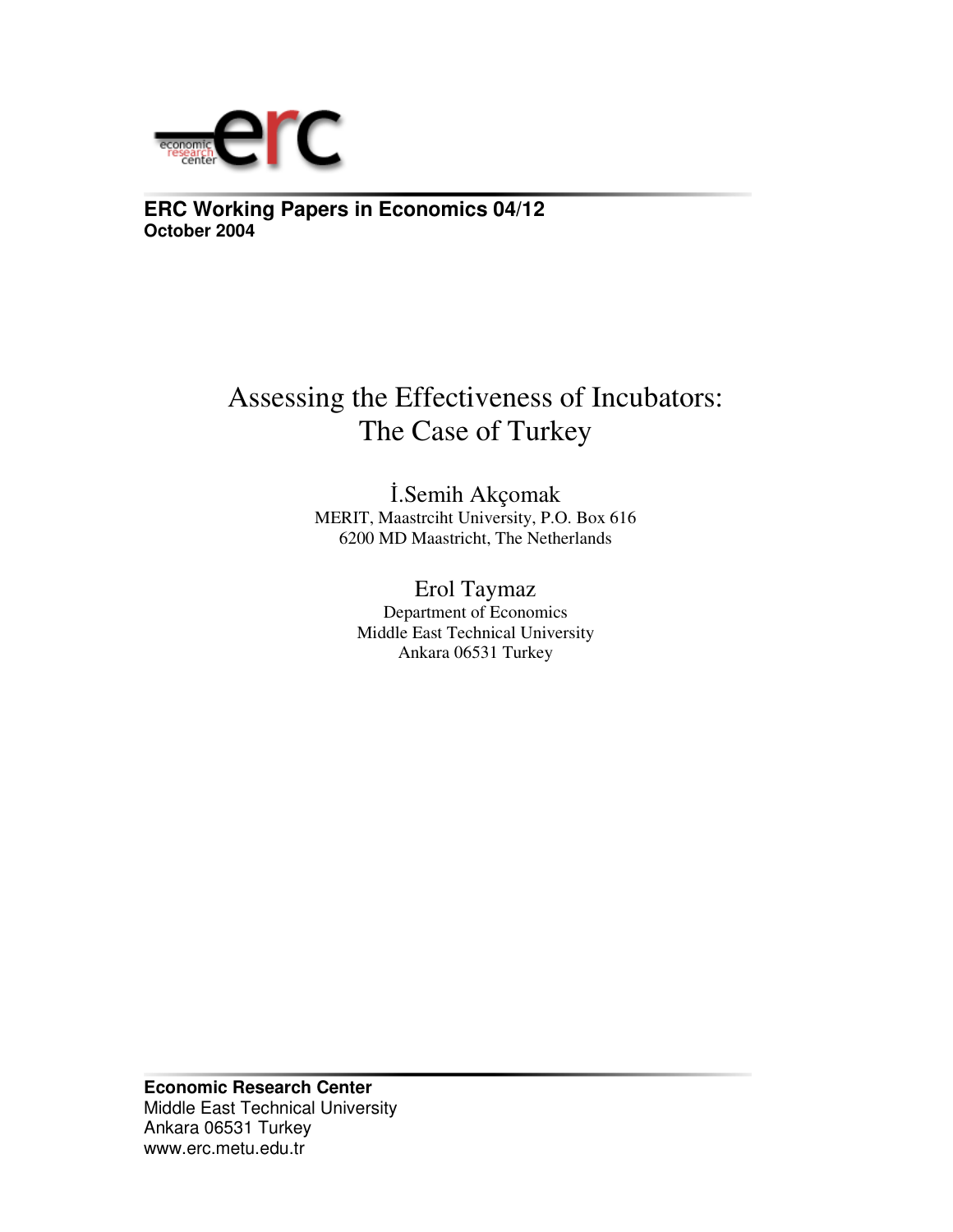economic research center erc

**ERC Working Papers in Economics 04/12**
**October 2004**

# Assessing the Effectiveness of Incubators: The Case of Turkey

İ.Semih Akçomak
MERIT, Maastrciht University, P.O. Box 616
6200 MD Maastricht, The Netherlands

Erol Taymaz
Department of Economics
Middle East Technical University
Ankara 06531 Turkey

**Economic Research Center**
Middle East Technical University
Ankara 06531 Turkey
www.erc.metu.edu.tr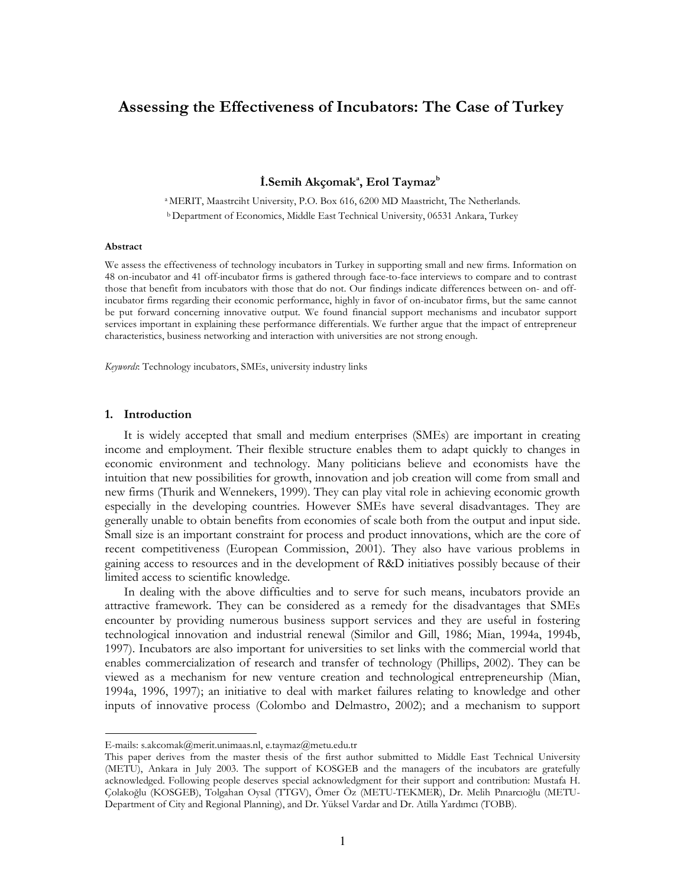# Assessing the Effectiveness of Incubators: The Case of Turkey

**İ.Semih Akçomak[a], Erol Taymaz[b]**

[a] MERIT, Maastrciht University, P.O. Box 616, 6200 MD Maastricht, The Netherlands.
[b] Department of Economics, Middle East Technical University, 06531 Ankara, Turkey

#### Abstract

We assess the effectiveness of technology incubators in Turkey in supporting small and new firms. Information on 48 on-incubator and 41 off-incubator firms is gathered through face-to-face interviews to compare and to contrast those that benefit from incubators with those that do not. Our findings indicate differences between on- and off-incubator firms regarding their economic performance, highly in favor of on-incubator firms, but the same cannot be put forward concerning innovative output. We found financial support mechanisms and incubator support services important in explaining these performance differentials. We further argue that the impact of entrepreneur characteristics, business networking and interaction with universities are not strong enough.

*Keywords*: Technology incubators, SMEs, university industry links

## 1. Introduction

It is widely accepted that small and medium enterprises (SMEs) are important in creating income and employment. Their flexible structure enables them to adapt quickly to changes in economic environment and technology. Many politicians believe and economists have the intuition that new possibilities for growth, innovation and job creation will come from small and new firms (Thurik and Wennekers, 1999). They can play vital role in achieving economic growth especially in the developing countries. However SMEs have several disadvantages. They are generally unable to obtain benefits from economies of scale both from the output and input side. Small size is an important constraint for process and product innovations, which are the core of recent competitiveness (European Commission, 2001). They also have various problems in gaining access to resources and in the development of R&D initiatives possibly because of their limited access to scientific knowledge.

In dealing with the above difficulties and to serve for such means, incubators provide an attractive framework. They can be considered as a remedy for the disadvantages that SMEs encounter by providing numerous business support services and they are useful in fostering technological innovation and industrial renewal (Similor and Gill, 1986; Mian, 1994a, 1994b, 1997). Incubators are also important for universities to set links with the commercial world that enables commercialization of research and transfer of technology (Phillips, 2002). They can be viewed as a mechanism for new venture creation and technological entrepreneurship (Mian, 1994a, 1996, 1997); an initiative to deal with market failures relating to knowledge and other inputs of innovative process (Colombo and Delmastro, 2002); and a mechanism to support

---

E-mails: s.akcomak@merit.unimaas.nl, e.taymaz@metu.edu.tr

This paper derives from the master thesis of the first author submitted to Middle East Technical University (METU), Ankara in July 2003. The support of KOSGEB and the managers of the incubators are gratefully acknowledged. Following people deserves special acknowledgment for their support and contribution: Mustafa H. Çolakoğlu (KOSGEB), Tolgahan Oysal (TTGV), Ömer Öz (METU-TEKMER), Dr. Melih Pınarcıoğlu (METU-Department of City and Regional Planning), and Dr. Yüksel Vardar and Dr. Atilla Yardımcı (TOBB).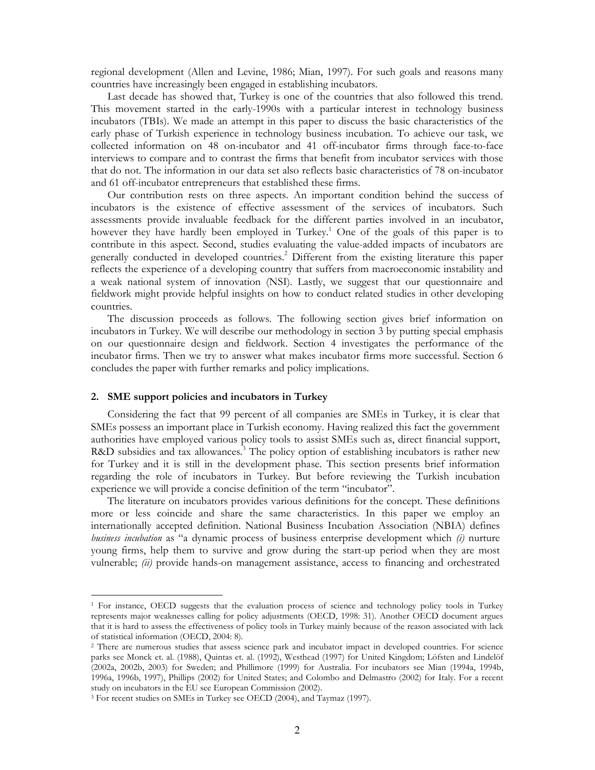regional development (Allen and Levine, 1986; Mian, 1997). For such goals and reasons many countries have increasingly been engaged in establishing incubators.

Last decade has showed that, Turkey is one of the countries that also followed this trend. This movement started in the early-1990s with a particular interest in technology business incubators (TBIs). We made an attempt in this paper to discuss the basic characteristics of the early phase of Turkish experience in technology business incubation. To achieve our task, we collected information on 48 on-incubator and 41 off-incubator firms through face-to-face interviews to compare and to contrast the firms that benefit from incubator services with those that do not. The information in our data set also reflects basic characteristics of 78 on-incubator and 61 off-incubator entrepreneurs that established these firms.

Our contribution rests on three aspects. An important condition behind the success of incubators is the existence of effective assessment of the services of incubators. Such assessments provide invaluable feedback for the different parties involved in an incubator, however they have hardly been employed in Turkey.[1] One of the goals of this paper is to contribute in this aspect. Second, studies evaluating the value-added impacts of incubators are generally conducted in developed countries.[2] Different from the existing literature this paper reflects the experience of a developing country that suffers from macroeconomic instability and a weak national system of innovation (NSI). Lastly, we suggest that our questionnaire and fieldwork might provide helpful insights on how to conduct related studies in other developing countries.

The discussion proceeds as follows. The following section gives brief information on incubators in Turkey. We will describe our methodology in section 3 by putting special emphasis on our questionnaire design and fieldwork. Section 4 investigates the performance of the incubator firms. Then we try to answer what makes incubator firms more successful. Section 6 concludes the paper with further remarks and policy implications.

## 2. SME support policies and incubators in Turkey

Considering the fact that 99 percent of all companies are SMEs in Turkey, it is clear that SMEs possess an important place in Turkish economy. Having realized this fact the government authorities have employed various policy tools to assist SMEs such as, direct financial support, R&D subsidies and tax allowances.[3] The policy option of establishing incubators is rather new for Turkey and it is still in the development phase. This section presents brief information regarding the role of incubators in Turkey. But before reviewing the Turkish incubation experience we will provide a concise definition of the term "incubator".

The literature on incubators provides various definitions for the concept. These definitions more or less coincide and share the same characteristics. In this paper we employ an internationally accepted definition. National Business Incubation Association (NBIA) defines *business incubation* as "a dynamic process of business enterprise development which *(i)* nurture young firms, help them to survive and grow during the start-up period when they are most vulnerable; *(ii)* provide hands-on management assistance, access to financing and orchestrated

---

[1] For instance, OECD suggests that the evaluation process of science and technology policy tools in Turkey represents major weaknesses calling for policy adjustments (OECD, 1998: 31). Another OECD document argues that it is hard to assess the effectiveness of policy tools in Turkey mainly because of the reason associated with lack of statistical information (OECD, 2004: 8).

[2] There are numerous studies that assess science park and incubator impact in developed countries. For science parks see Monck et. al. (1988), Quintas et. al. (1992), Westhead (1997) for United Kingdom; Löfsten and Lindelöf (2002a, 2002b, 2003) for Sweden; and Phillimore (1999) for Australia. For incubators see Mian (1994a, 1994b, 1996a, 1996b, 1997), Phillips (2002) for United States; and Colombo and Delmastro (2002) for Italy. For a recent study on incubators in the EU see European Commission (2002).

[3] For recent studies on SMEs in Turkey see OECD (2004), and Taymaz (1997).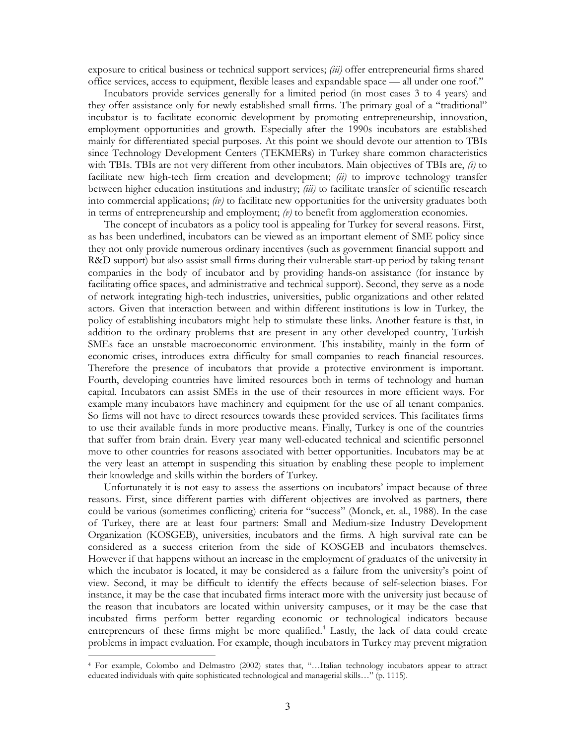exposure to critical business or technical support services; *(iii)* offer entrepreneurial firms shared office services, access to equipment, flexible leases and expandable space — all under one roof."

Incubators provide services generally for a limited period (in most cases 3 to 4 years) and they offer assistance only for newly established small firms. The primary goal of a "traditional" incubator is to facilitate economic development by promoting entrepreneurship, innovation, employment opportunities and growth. Especially after the 1990s incubators are established mainly for differentiated special purposes. At this point we should devote our attention to TBIs since Technology Development Centers (TEKMERs) in Turkey share common characteristics with TBIs. TBIs are not very different from other incubators. Main objectives of TBIs are, *(i)* to facilitate new high-tech firm creation and development; *(ii)* to improve technology transfer between higher education institutions and industry; *(iii)* to facilitate transfer of scientific research into commercial applications; *(iv)* to facilitate new opportunities for the university graduates both in terms of entrepreneurship and employment; *(v)* to benefit from agglomeration economies.

The concept of incubators as a policy tool is appealing for Turkey for several reasons. First, as has been underlined, incubators can be viewed as an important element of SME policy since they not only provide numerous ordinary incentives (such as government financial support and R&D support) but also assist small firms during their vulnerable start-up period by taking tenant companies in the body of incubator and by providing hands-on assistance (for instance by facilitating office spaces, and administrative and technical support). Second, they serve as a node of network integrating high-tech industries, universities, public organizations and other related actors. Given that interaction between and within different institutions is low in Turkey, the policy of establishing incubators might help to stimulate these links. Another feature is that, in addition to the ordinary problems that are present in any other developed country, Turkish SMEs face an unstable macroeconomic environment. This instability, mainly in the form of economic crises, introduces extra difficulty for small companies to reach financial resources. Therefore the presence of incubators that provide a protective environment is important. Fourth, developing countries have limited resources both in terms of technology and human capital. Incubators can assist SMEs in the use of their resources in more efficient ways. For example many incubators have machinery and equipment for the use of all tenant companies. So firms will not have to direct resources towards these provided services. This facilitates firms to use their available funds in more productive means. Finally, Turkey is one of the countries that suffer from brain drain. Every year many well-educated technical and scientific personnel move to other countries for reasons associated with better opportunities. Incubators may be at the very least an attempt in suspending this situation by enabling these people to implement their knowledge and skills within the borders of Turkey.

Unfortunately it is not easy to assess the assertions on incubators' impact because of three reasons. First, since different parties with different objectives are involved as partners, there could be various (sometimes conflicting) criteria for "success" (Monck, et. al., 1988). In the case of Turkey, there are at least four partners: Small and Medium-size Industry Development Organization (KOSGEB), universities, incubators and the firms. A high survival rate can be considered as a success criterion from the side of KOSGEB and incubators themselves. However if that happens without an increase in the employment of graduates of the university in which the incubator is located, it may be considered as a failure from the university's point of view. Second, it may be difficult to identify the effects because of self-selection biases. For instance, it may be the case that incubated firms interact more with the university just because of the reason that incubators are located within university campuses, or it may be the case that incubated firms perform better regarding economic or technological indicators because entrepreneurs of these firms might be more qualified.[4] Lastly, the lack of data could create problems in impact evaluation. For example, though incubators in Turkey may prevent migration

---

[4] For example, Colombo and Delmastro (2002) states that, "…Italian technology incubators appear to attract educated individuals with quite sophisticated technological and managerial skills…" (p. 1115).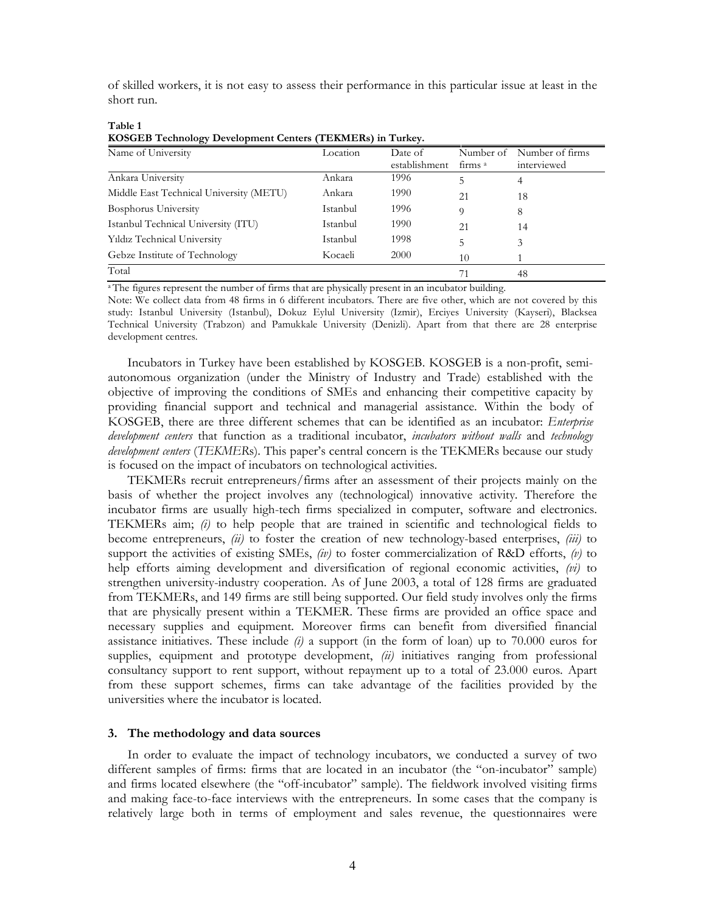of skilled workers, it is not easy to assess their performance in this particular issue at least in the short run.

**Table 1**
**KOSGEB Technology Development Centers (TEKMERs) in Turkey.**

| Name of University | Location | Date of establishment | Number of firms [a] | Number of firms interviewed |
|---|---|---|---|---|
| Ankara University | Ankara | 1996 | 5 | 4 |
| Middle East Technical University (METU) | Ankara | 1990 | 21 | 18 |
| Bosphorus University | Istanbul | 1996 | 9 | 8 |
| Istanbul Technical University (ITU) | Istanbul | 1990 | 21 | 14 |
| Yıldız Technical University | Istanbul | 1998 | 5 | 3 |
| Gebze Institute of Technology | Kocaeli | 2000 | 10 | 1 |
| Total | | | 71 | 48 |

[a] The figures represent the number of firms that are physically present in an incubator building.
Note: We collect data from 48 firms in 6 different incubators. There are five other, which are not covered by this study: Istanbul University (Istanbul), Dokuz Eylul University (Izmir), Erciyes University (Kayseri), Blacksea Technical University (Trabzon) and Pamukkale University (Denizli). Apart from that there are 28 enterprise development centres.

Incubators in Turkey have been established by KOSGEB. KOSGEB is a non-profit, semi-autonomous organization (under the Ministry of Industry and Trade) established with the objective of improving the conditions of SMEs and enhancing their competitive capacity by providing financial support and technical and managerial assistance. Within the body of KOSGEB, there are three different schemes that can be identified as an incubator: *Enterprise development centers* that function as a traditional incubator, *incubators without walls* and *technology development centers* (*TEKMER*s). This paper's central concern is the TEKMERs because our study is focused on the impact of incubators on technological activities.

TEKMERs recruit entrepreneurs/firms after an assessment of their projects mainly on the basis of whether the project involves any (technological) innovative activity. Therefore the incubator firms are usually high-tech firms specialized in computer, software and electronics. TEKMERs aim; *(i)* to help people that are trained in scientific and technological fields to become entrepreneurs, *(ii)* to foster the creation of new technology-based enterprises, *(iii)* to support the activities of existing SMEs, *(iv)* to foster commercialization of R&D efforts, *(v)* to help efforts aiming development and diversification of regional economic activities, *(vi)* to strengthen university-industry cooperation. As of June 2003, a total of 128 firms are graduated from TEKMERs, and 149 firms are still being supported. Our field study involves only the firms that are physically present within a TEKMER. These firms are provided an office space and necessary supplies and equipment. Moreover firms can benefit from diversified financial assistance initiatives. These include *(i)* a support (in the form of loan) up to 70.000 euros for supplies, equipment and prototype development, *(ii)* initiatives ranging from professional consultancy support to rent support, without repayment up to a total of 23.000 euros. Apart from these support schemes, firms can take advantage of the facilities provided by the universities where the incubator is located.

## 3. The methodology and data sources

In order to evaluate the impact of technology incubators, we conducted a survey of two different samples of firms: firms that are located in an incubator (the "on-incubator" sample) and firms located elsewhere (the "off-incubator" sample). The fieldwork involved visiting firms and making face-to-face interviews with the entrepreneurs. In some cases that the company is relatively large both in terms of employment and sales revenue, the questionnaires were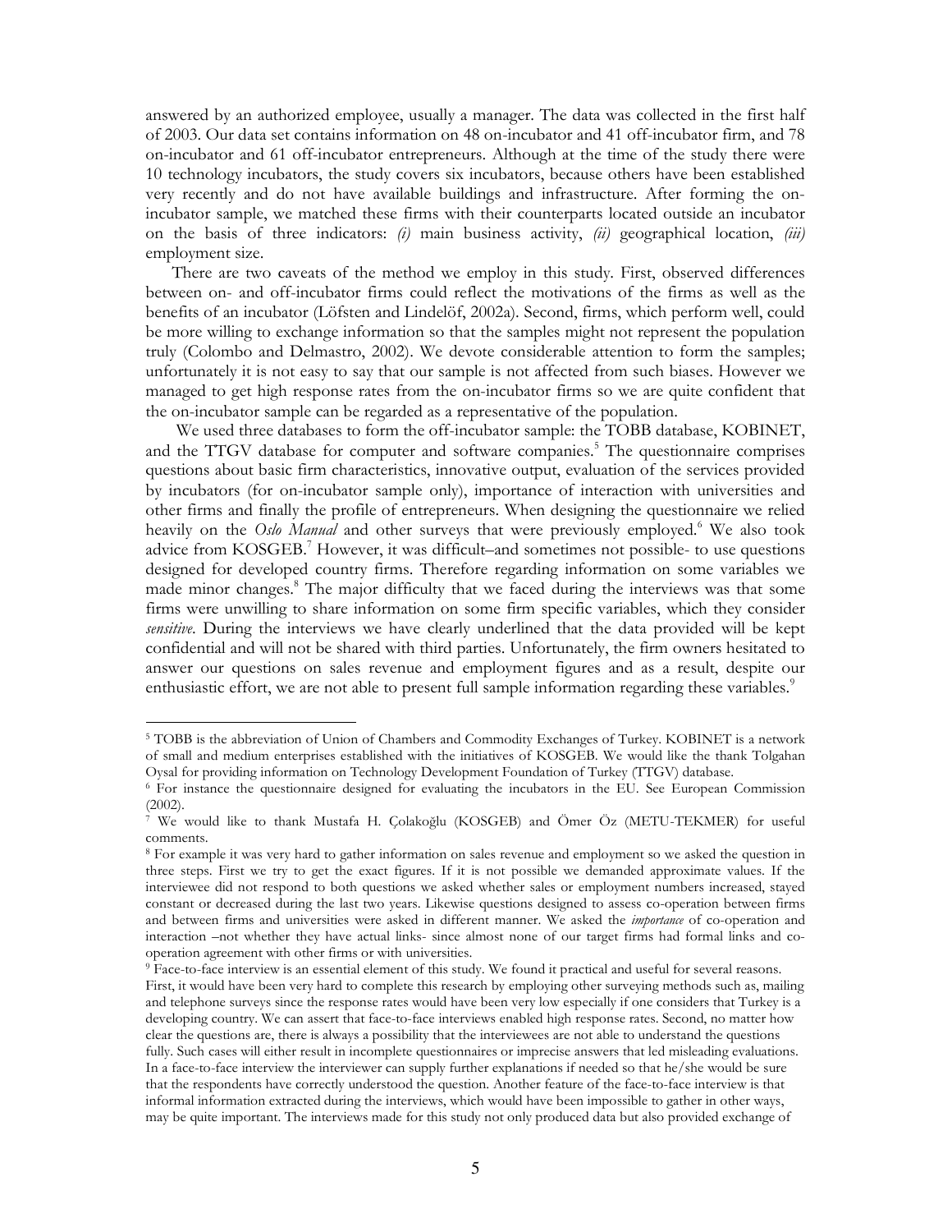answered by an authorized employee, usually a manager. The data was collected in the first half of 2003. Our data set contains information on 48 on-incubator and 41 off-incubator firm, and 78 on-incubator and 61 off-incubator entrepreneurs. Although at the time of the study there were 10 technology incubators, the study covers six incubators, because others have been established very recently and do not have available buildings and infrastructure. After forming the on-incubator sample, we matched these firms with their counterparts located outside an incubator on the basis of three indicators: *(i)* main business activity, *(ii)* geographical location, *(iii)* employment size.

There are two caveats of the method we employ in this study. First, observed differences between on- and off-incubator firms could reflect the motivations of the firms as well as the benefits of an incubator (Löfsten and Lindelöf, 2002a). Second, firms, which perform well, could be more willing to exchange information so that the samples might not represent the population truly (Colombo and Delmastro, 2002). We devote considerable attention to form the samples; unfortunately it is not easy to say that our sample is not affected from such biases. However we managed to get high response rates from the on-incubator firms so we are quite confident that the on-incubator sample can be regarded as a representative of the population.

We used three databases to form the off-incubator sample: the TOBB database, KOBINET, and the TTGV database for computer and software companies.[5] The questionnaire comprises questions about basic firm characteristics, innovative output, evaluation of the services provided by incubators (for on-incubator sample only), importance of interaction with universities and other firms and finally the profile of entrepreneurs. When designing the questionnaire we relied heavily on the *Oslo Manual* and other surveys that were previously employed.[6] We also took advice from KOSGEB.[7] However, it was difficult–and sometimes not possible- to use questions designed for developed country firms. Therefore regarding information on some variables we made minor changes.[8] The major difficulty that we faced during the interviews was that some firms were unwilling to share information on some firm specific variables, which they consider *sensitive*. During the interviews we have clearly underlined that the data provided will be kept confidential and will not be shared with third parties. Unfortunately, the firm owners hesitated to answer our questions on sales revenue and employment figures and as a result, despite our enthusiastic effort, we are not able to present full sample information regarding these variables.[9]

---

[5] TOBB is the abbreviation of Union of Chambers and Commodity Exchanges of Turkey. KOBINET is a network of small and medium enterprises established with the initiatives of KOSGEB. We would like the thank Tolgahan Oysal for providing information on Technology Development Foundation of Turkey (TTGV) database.

[6] For instance the questionnaire designed for evaluating the incubators in the EU. See European Commission (2002).

[7] We would like to thank Mustafa H. Çolakoğlu (KOSGEB) and Ömer Öz (METU-TEKMER) for useful comments.

[8] For example it was very hard to gather information on sales revenue and employment so we asked the question in three steps. First we try to get the exact figures. If it is not possible we demanded approximate values. If the interviewee did not respond to both questions we asked whether sales or employment numbers increased, stayed constant or decreased during the last two years. Likewise questions designed to assess co-operation between firms and between firms and universities were asked in different manner. We asked the *importance* of co-operation and interaction –not whether they have actual links- since almost none of our target firms had formal links and co-operation agreement with other firms or with universities.

[9] Face-to-face interview is an essential element of this study. We found it practical and useful for several reasons. First, it would have been very hard to complete this research by employing other surveying methods such as, mailing and telephone surveys since the response rates would have been very low especially if one considers that Turkey is a developing country. We can assert that face-to-face interviews enabled high response rates. Second, no matter how clear the questions are, there is always a possibility that the interviewees are not able to understand the questions fully. Such cases will either result in incomplete questionnaires or imprecise answers that led misleading evaluations. In a face-to-face interview the interviewer can supply further explanations if needed so that he/she would be sure that the respondents have correctly understood the question. Another feature of the face-to-face interview is that informal information extracted during the interviews, which would have been impossible to gather in other ways, may be quite important. The interviews made for this study not only produced data but also provided exchange of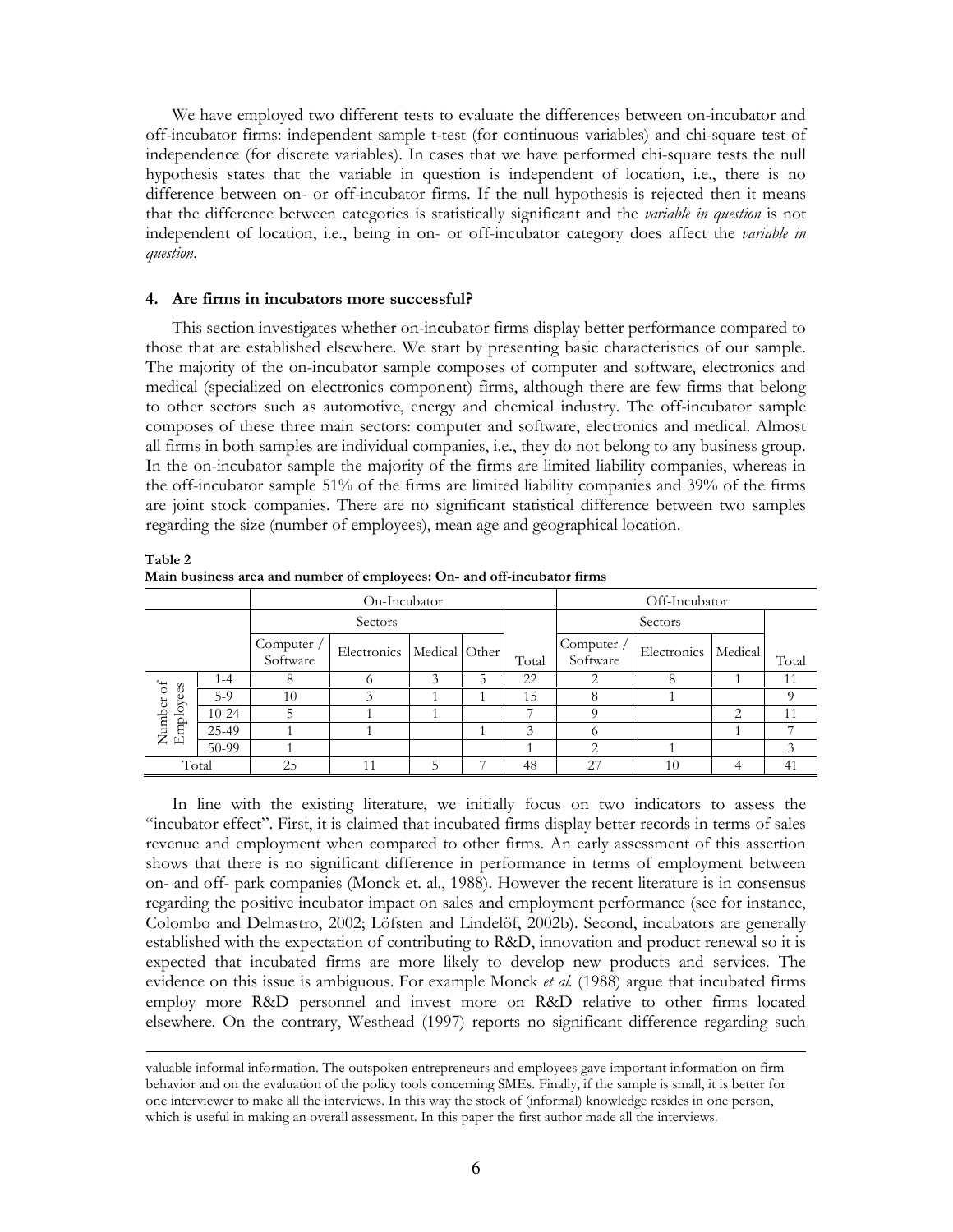We have employed two different tests to evaluate the differences between on-incubator and off-incubator firms: independent sample t-test (for continuous variables) and chi-square test of independence (for discrete variables). In cases that we have performed chi-square tests the null hypothesis states that the variable in question is independent of location, i.e., there is no difference between on- or off-incubator firms. If the null hypothesis is rejected then it means that the difference between categories is statistically significant and the *variable in question* is not independent of location, i.e., being in on- or off-incubator category does affect the *variable in question*.

## 4. Are firms in incubators more successful?

This section investigates whether on-incubator firms display better performance compared to those that are established elsewhere. We start by presenting basic characteristics of our sample. The majority of the on-incubator sample composes of computer and software, electronics and medical (specialized on electronics component) firms, although there are few firms that belong to other sectors such as automotive, energy and chemical industry. The off-incubator sample composes of these three main sectors: computer and software, electronics and medical. Almost all firms in both samples are individual companies, i.e., they do not belong to any business group. In the on-incubator sample the majority of the firms are limited liability companies, whereas in the off-incubator sample 51% of the firms are limited liability companies and 39% of the firms are joint stock companies. There are no significant statistical difference between two samples regarding the size (number of employees), mean age and geographical location.

**Table 2**
**Main business area and number of employees: On- and off-incubator firms**

| | | On-Incubator | | | | | Off-Incubator | | | |
|---|---|---|---|---|---|---|---|---|---|---|
| | | Sectors | | | | | Sectors | | | |
| | | Computer / Software | Electronics | Medical | Other | Total | Computer / Software | Electronics | Medical | Total |
| Number of Employees | 1-4 | 8 | 6 | 3 | 5 | 22 | 2 | 8 | 1 | 11 |
| | 5-9 | 10 | 3 | 1 | 1 | 15 | 8 | 1 | | 9 |
| | 10-24 | 5 | 1 | 1 | | 7 | 9 | | 2 | 11 |
| | 25-49 | 1 | 1 | | 1 | 3 | 6 | | 1 | 7 |
| | 50-99 | 1 | | | | 1 | 2 | 1 | | 3 |
| Total | | 25 | 11 | 5 | 7 | 48 | 27 | 10 | 4 | 41 |

In line with the existing literature, we initially focus on two indicators to assess the "incubator effect". First, it is claimed that incubated firms display better records in terms of sales revenue and employment when compared to other firms. An early assessment of this assertion shows that there is no significant difference in performance in terms of employment between on- and off- park companies (Monck et. al., 1988). However the recent literature is in consensus regarding the positive incubator impact on sales and employment performance (see for instance, Colombo and Delmastro, 2002; Löfsten and Lindelöf, 2002b). Second, incubators are generally established with the expectation of contributing to R&D, innovation and product renewal so it is expected that incubated firms are more likely to develop new products and services. The evidence on this issue is ambiguous. For example Monck *et al.* (1988) argue that incubated firms employ more R&D personnel and invest more on R&D relative to other firms located elsewhere. On the contrary, Westhead (1997) reports no significant difference regarding such

valuable informal information. The outspoken entrepreneurs and employees gave important information on firm behavior and on the evaluation of the policy tools concerning SMEs. Finally, if the sample is small, it is better for one interviewer to make all the interviews. In this way the stock of (informal) knowledge resides in one person, which is useful in making an overall assessment. In this paper the first author made all the interviews.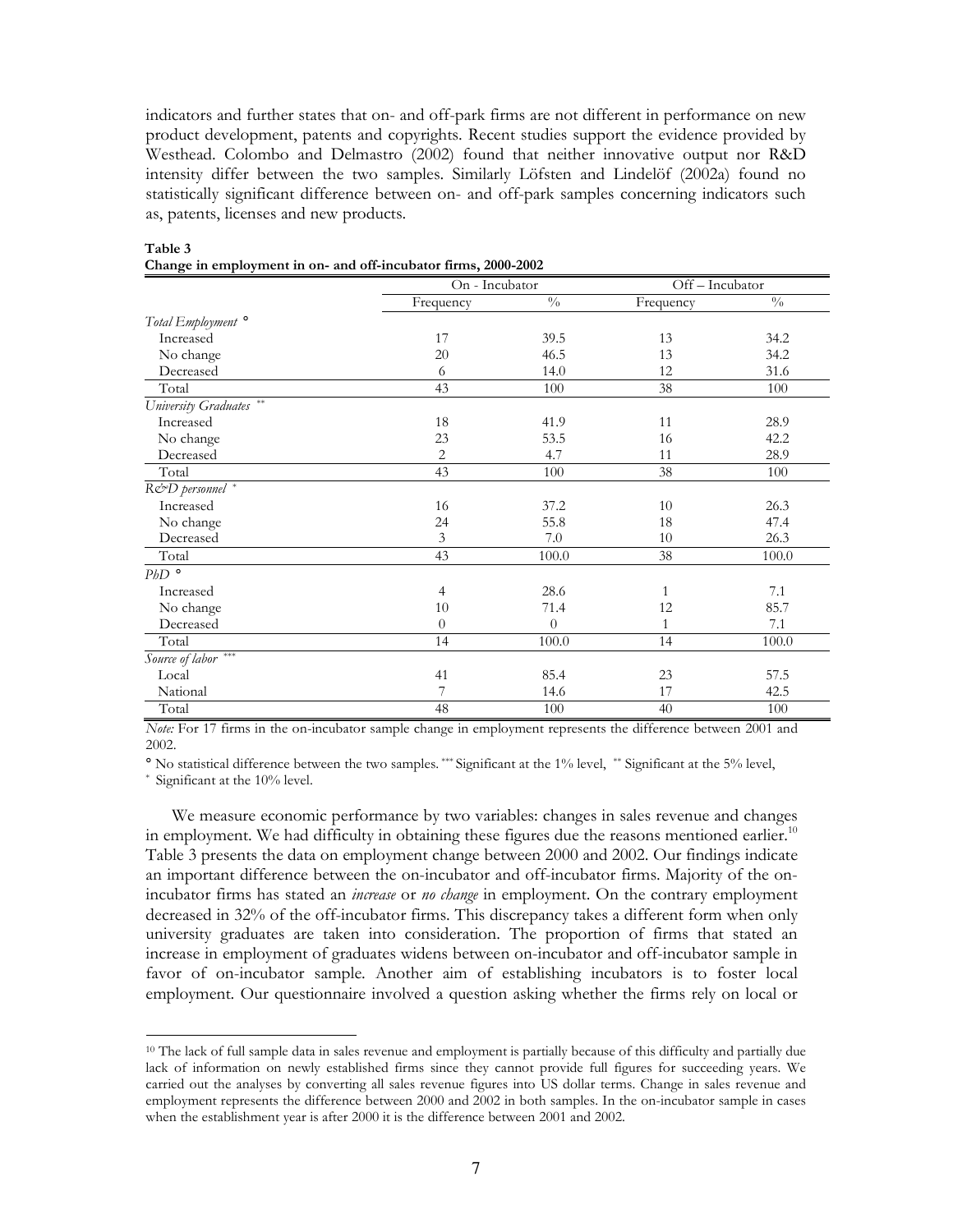indicators and further states that on- and off-park firms are not different in performance on new product development, patents and copyrights. Recent studies support the evidence provided by Westhead. Colombo and Delmastro (2002) found that neither innovative output nor R&D intensity differ between the two samples. Similarly Löfsten and Lindelöf (2002a) found no statistically significant difference between on- and off-park samples concerning indicators such as, patents, licenses and new products.

**Table 3**
**Change in employment in on- and off-incubator firms, 2000-2002**

| | On - Incubator | | Off – Incubator | |
|---|---|---|---|---|
| | Frequency | % | Frequency | % |
| *Total Employment* ° | | | | |
| Increased | 17 | 39.5 | 13 | 34.2 |
| No change | 20 | 46.5 | 13 | 34.2 |
| Decreased | 6 | 14.0 | 12 | 31.6 |
| Total | 43 | 100 | 38 | 100 |
| *University Graduates* ** | | | | |
| Increased | 18 | 41.9 | 11 | 28.9 |
| No change | 23 | 53.5 | 16 | 42.2 |
| Decreased | 2 | 4.7 | 11 | 28.9 |
| Total | 43 | 100 | 38 | 100 |
| *R&D personnel* * | | | | |
| Increased | 16 | 37.2 | 10 | 26.3 |
| No change | 24 | 55.8 | 18 | 47.4 |
| Decreased | 3 | 7.0 | 10 | 26.3 |
| Total | 43 | 100.0 | 38 | 100.0 |
| *PhD* ° | | | | |
| Increased | 4 | 28.6 | 1 | 7.1 |
| No change | 10 | 71.4 | 12 | 85.7 |
| Decreased | 0 | 0 | 1 | 7.1 |
| Total | 14 | 100.0 | 14 | 100.0 |
| *Source of labor* *** | | | | |
| Local | 41 | 85.4 | 23 | 57.5 |
| National | 7 | 14.6 | 17 | 42.5 |
| Total | 48 | 100 | 40 | 100 |

*Note:* For 17 firms in the on-incubator sample change in employment represents the difference between 2001 and 2002.

° No statistical difference between the two samples. *** Significant at the 1% level, ** Significant at the 5% level, * Significant at the 10% level.

We measure economic performance by two variables: changes in sales revenue and changes in employment. We had difficulty in obtaining these figures due the reasons mentioned earlier.[10] Table 3 presents the data on employment change between 2000 and 2002. Our findings indicate an important difference between the on-incubator and off-incubator firms. Majority of the on-incubator firms has stated an *increase* or *no change* in employment. On the contrary employment decreased in 32% of the off-incubator firms. This discrepancy takes a different form when only university graduates are taken into consideration. The proportion of firms that stated an increase in employment of graduates widens between on-incubator and off-incubator sample in favor of on-incubator sample. Another aim of establishing incubators is to foster local employment. Our questionnaire involved a question asking whether the firms rely on local or

[10] The lack of full sample data in sales revenue and employment is partially because of this difficulty and partially due lack of information on newly established firms since they cannot provide full figures for succeeding years. We carried out the analyses by converting all sales revenue figures into US dollar terms. Change in sales revenue and employment represents the difference between 2000 and 2002 in both samples. In the on-incubator sample in cases when the establishment year is after 2000 it is the difference between 2001 and 2002.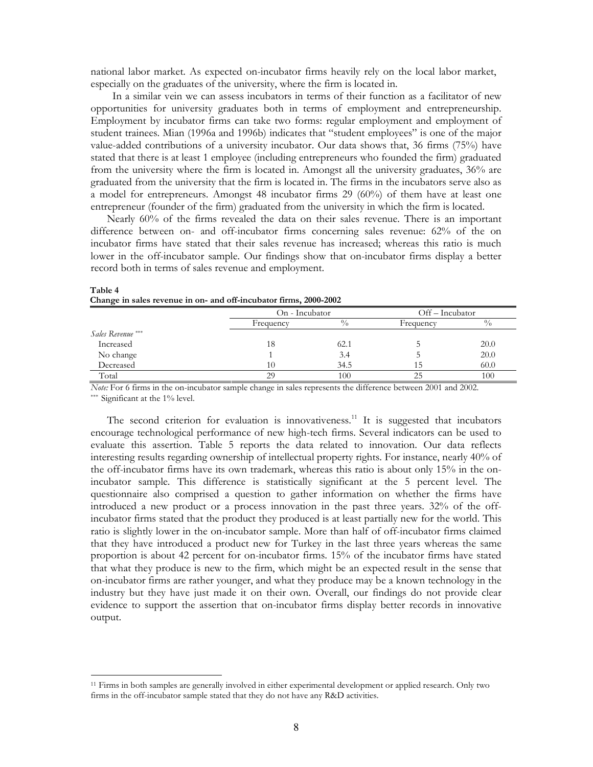national labor market. As expected on-incubator firms heavily rely on the local labor market, especially on the graduates of the university, where the firm is located in.

In a similar vein we can assess incubators in terms of their function as a facilitator of new opportunities for university graduates both in terms of employment and entrepreneurship. Employment by incubator firms can take two forms: regular employment and employment of student trainees. Mian (1996a and 1996b) indicates that "student employees" is one of the major value-added contributions of a university incubator. Our data shows that, 36 firms (75%) have stated that there is at least 1 employee (including entrepreneurs who founded the firm) graduated from the university where the firm is located in. Amongst all the university graduates, 36% are graduated from the university that the firm is located in. The firms in the incubators serve also as a model for entrepreneurs. Amongst 48 incubator firms 29 (60%) of them have at least one entrepreneur (founder of the firm) graduated from the university in which the firm is located.

Nearly 60% of the firms revealed the data on their sales revenue. There is an important difference between on- and off-incubator firms concerning sales revenue: 62% of the on incubator firms have stated that their sales revenue has increased; whereas this ratio is much lower in the off-incubator sample. Our findings show that on-incubator firms display a better record both in terms of sales revenue and employment.

**Table 4**
**Change in sales revenue in on- and off-incubator firms, 2000-2002**

| | On - Incubator | | Off – Incubator | |
|---|---|---|---|---|
| | Frequency | % | Frequency | % |
| *Sales Revenue* *** | | | | |
| Increased | 18 | 62.1 | 5 | 20.0 |
| No change | 1 | 3.4 | 5 | 20.0 |
| Decreased | 10 | 34.5 | 15 | 60.0 |
| Total | 29 | 100 | 25 | 100 |

*Note:* For 6 firms in the on-incubator sample change in sales represents the difference between 2001 and 2002.
*** Significant at the 1% level.

The second criterion for evaluation is innovativeness.[11] It is suggested that incubators encourage technological performance of new high-tech firms. Several indicators can be used to evaluate this assertion. Table 5 reports the data related to innovation. Our data reflects interesting results regarding ownership of intellectual property rights. For instance, nearly 40% of the off-incubator firms have its own trademark, whereas this ratio is about only 15% in the on-incubator sample. This difference is statistically significant at the 5 percent level. The questionnaire also comprised a question to gather information on whether the firms have introduced a new product or a process innovation in the past three years. 32% of the off-incubator firms stated that the product they produced is at least partially new for the world. This ratio is slightly lower in the on-incubator sample. More than half of off-incubator firms claimed that they have introduced a product new for Turkey in the last three years whereas the same proportion is about 42 percent for on-incubator firms. 15% of the incubator firms have stated that what they produce is new to the firm, which might be an expected result in the sense that on-incubator firms are rather younger, and what they produce may be a known technology in the industry but they have just made it on their own. Overall, our findings do not provide clear evidence to support the assertion that on-incubator firms display better records in innovative output.

[11] Firms in both samples are generally involved in either experimental development or applied research. Only two firms in the off-incubator sample stated that they do not have any R&D activities.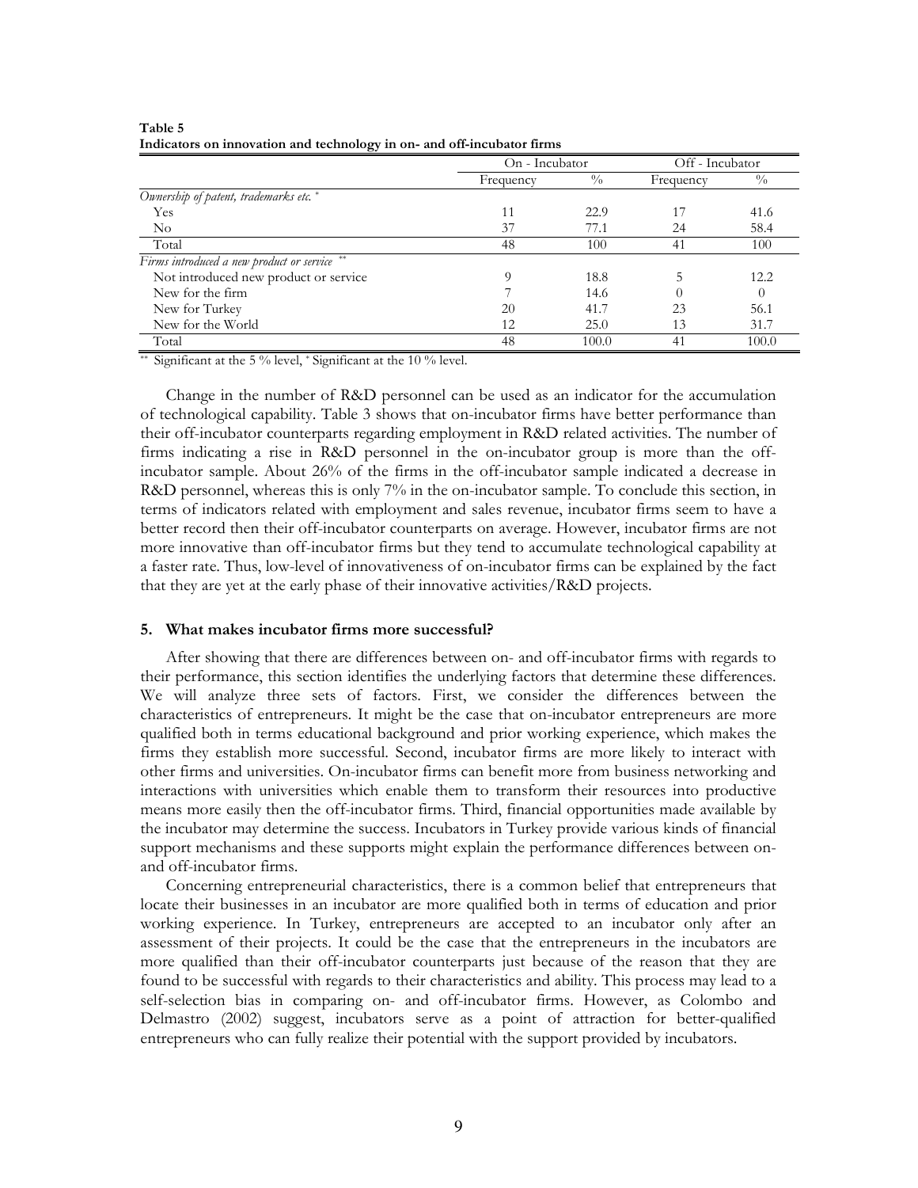**Table 5**
**Indicators on innovation and technology in on- and off-incubator firms**

| | On - Incubator | | Off - Incubator | |
|---|---|---|---|---|
| | Frequency | % | Frequency | % |
| *Ownership of patent, trademarks etc.* * | | | | |
| Yes | 11 | 22.9 | 17 | 41.6 |
| No | 37 | 77.1 | 24 | 58.4 |
| Total | 48 | 100 | 41 | 100 |
| *Firms introduced a new product or service* ** | | | | |
| Not introduced new product or service | 9 | 18.8 | 5 | 12.2 |
| New for the firm | 7 | 14.6 | 0 | 0 |
| New for Turkey | 20 | 41.7 | 23 | 56.1 |
| New for the World | 12 | 25.0 | 13 | 31.7 |
| Total | 48 | 100.0 | 41 | 100.0 |

** Significant at the 5 % level, * Significant at the 10 % level.

Change in the number of R&D personnel can be used as an indicator for the accumulation of technological capability. Table 3 shows that on-incubator firms have better performance than their off-incubator counterparts regarding employment in R&D related activities. The number of firms indicating a rise in R&D personnel in the on-incubator group is more than the off-incubator sample. About 26% of the firms in the off-incubator sample indicated a decrease in R&D personnel, whereas this is only 7% in the on-incubator sample. To conclude this section, in terms of indicators related with employment and sales revenue, incubator firms seem to have a better record then their off-incubator counterparts on average. However, incubator firms are not more innovative than off-incubator firms but they tend to accumulate technological capability at a faster rate. Thus, low-level of innovativeness of on-incubator firms can be explained by the fact that they are yet at the early phase of their innovative activities/R&D projects.

## 5. What makes incubator firms more successful?

After showing that there are differences between on- and off-incubator firms with regards to their performance, this section identifies the underlying factors that determine these differences. We will analyze three sets of factors. First, we consider the differences between the characteristics of entrepreneurs. It might be the case that on-incubator entrepreneurs are more qualified both in terms educational background and prior working experience, which makes the firms they establish more successful. Second, incubator firms are more likely to interact with other firms and universities. On-incubator firms can benefit more from business networking and interactions with universities which enable them to transform their resources into productive means more easily then the off-incubator firms. Third, financial opportunities made available by the incubator may determine the success. Incubators in Turkey provide various kinds of financial support mechanisms and these supports might explain the performance differences between on- and off-incubator firms.

Concerning entrepreneurial characteristics, there is a common belief that entrepreneurs that locate their businesses in an incubator are more qualified both in terms of education and prior working experience. In Turkey, entrepreneurs are accepted to an incubator only after an assessment of their projects. It could be the case that the entrepreneurs in the incubators are more qualified than their off-incubator counterparts just because of the reason that they are found to be successful with regards to their characteristics and ability. This process may lead to a self-selection bias in comparing on- and off-incubator firms. However, as Colombo and Delmastro (2002) suggest, incubators serve as a point of attraction for better-qualified entrepreneurs who can fully realize their potential with the support provided by incubators.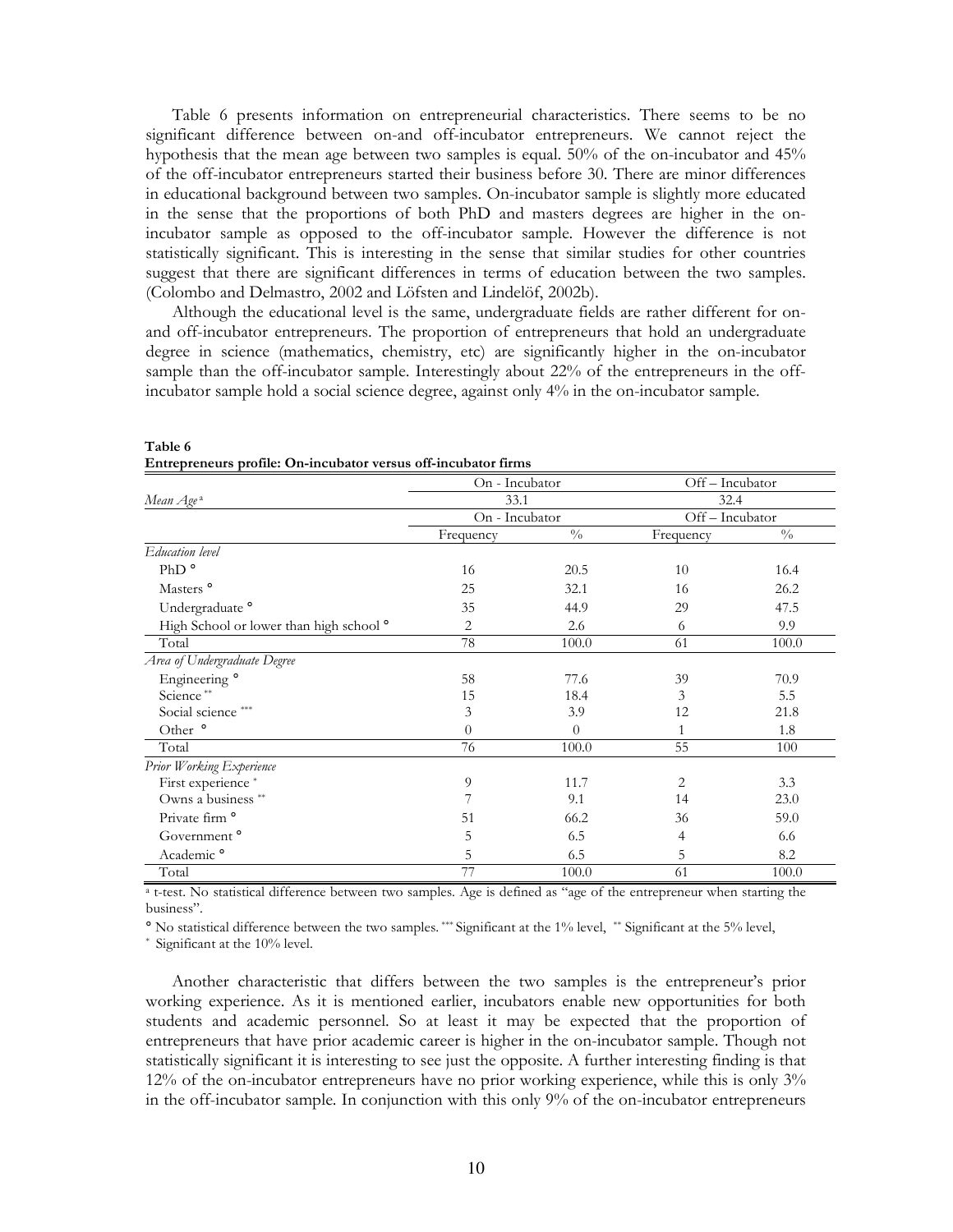Table 6 presents information on entrepreneurial characteristics. There seems to be no significant difference between on-and off-incubator entrepreneurs. We cannot reject the hypothesis that the mean age between two samples is equal. 50% of the on-incubator and 45% of the off-incubator entrepreneurs started their business before 30. There are minor differences in educational background between two samples. On-incubator sample is slightly more educated in the sense that the proportions of both PhD and masters degrees are higher in the on-incubator sample as opposed to the off-incubator sample. However the difference is not statistically significant. This is interesting in the sense that similar studies for other countries suggest that there are significant differences in terms of education between the two samples. (Colombo and Delmastro, 2002 and Löfsten and Lindelöf, 2002b).

Although the educational level is the same, undergraduate fields are rather different for on- and off-incubator entrepreneurs. The proportion of entrepreneurs that hold an undergraduate degree in science (mathematics, chemistry, etc) are significantly higher in the on-incubator sample than the off-incubator sample. Interestingly about 22% of the entrepreneurs in the off-incubator sample hold a social science degree, against only 4% in the on-incubator sample.

**Table 6**
**Entrepreneurs profile: On-incubator versus off-incubator firms**

| | On - Incubator | | Off – Incubator | |
|---|---|---|---|---|
| *Mean Age* [a] | 33.1 | | 32.4 | |
| | On - Incubator | | Off – Incubator | |
| | Frequency | % | Frequency | % |
| *Education level* | | | | |
| PhD ° | 16 | 20.5 | 10 | 16.4 |
| Masters ° | 25 | 32.1 | 16 | 26.2 |
| Undergraduate ° | 35 | 44.9 | 29 | 47.5 |
| High School or lower than high school ° | 2 | 2.6 | 6 | 9.9 |
| Total | 78 | 100.0 | 61 | 100.0 |
| *Area of Undergraduate Degree* | | | | |
| Engineering ° | 58 | 77.6 | 39 | 70.9 |
| Science ** | 15 | 18.4 | 3 | 5.5 |
| Social science *** | 3 | 3.9 | 12 | 21.8 |
| Other ° | 0 | 0 | 1 | 1.8 |
| Total | 76 | 100.0 | 55 | 100 |
| *Prior Working Experience* | | | | |
| First experience * | 9 | 11.7 | 2 | 3.3 |
| Owns a business ** | 7 | 9.1 | 14 | 23.0 |
| Private firm ° | 51 | 66.2 | 36 | 59.0 |
| Government ° | 5 | 6.5 | 4 | 6.6 |
| Academic ° | 5 | 6.5 | 5 | 8.2 |
| Total | 77 | 100.0 | 61 | 100.0 |

[a] t-test. No statistical difference between two samples. Age is defined as "age of the entrepreneur when starting the business".

° No statistical difference between the two samples. *** Significant at the 1% level, ** Significant at the 5% level,
* Significant at the 10% level.

Another characteristic that differs between the two samples is the entrepreneur's prior working experience. As it is mentioned earlier, incubators enable new opportunities for both students and academic personnel. So at least it may be expected that the proportion of entrepreneurs that have prior academic career is higher in the on-incubator sample. Though not statistically significant it is interesting to see just the opposite. A further interesting finding is that 12% of the on-incubator entrepreneurs have no prior working experience, while this is only 3% in the off-incubator sample. In conjunction with this only 9% of the on-incubator entrepreneurs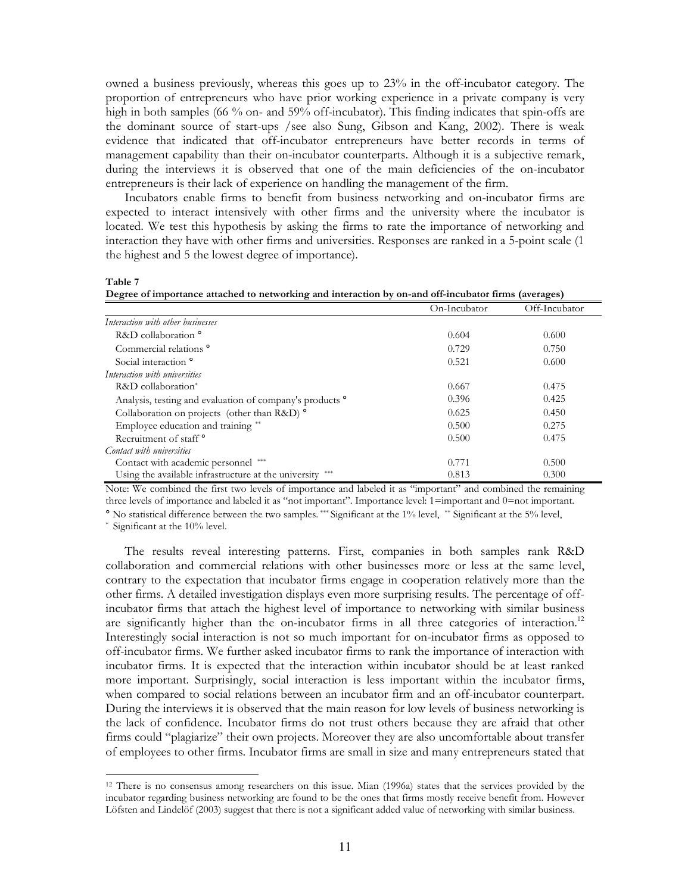owned a business previously, whereas this goes up to 23% in the off-incubator category. The proportion of entrepreneurs who have prior working experience in a private company is very high in both samples (66 % on- and 59% off-incubator). This finding indicates that spin-offs are the dominant source of start-ups /see also Sung, Gibson and Kang, 2002). There is weak evidence that indicated that off-incubator entrepreneurs have better records in terms of management capability than their on-incubator counterparts. Although it is a subjective remark, during the interviews it is observed that one of the main deficiencies of the on-incubator entrepreneurs is their lack of experience on handling the management of the firm.

Incubators enable firms to benefit from business networking and on-incubator firms are expected to interact intensively with other firms and the university where the incubator is located. We test this hypothesis by asking the firms to rate the importance of networking and interaction they have with other firms and universities. Responses are ranked in a 5-point scale (1 the highest and 5 the lowest degree of importance).

**Table 7**
**Degree of importance attached to networking and interaction by on-and off-incubator firms (averages)**

| | On-Incubator | Off-Incubator |
|---|---|---|
| *Interaction with other businesses* | | |
| R&D collaboration ° | 0.604 | 0.600 |
| Commercial relations ° | 0.729 | 0.750 |
| Social interaction ° | 0.521 | 0.600 |
| *Interaction with universities* | | |
| R&D collaboration* | 0.667 | 0.475 |
| Analysis, testing and evaluation of company's products ° | 0.396 | 0.425 |
| Collaboration on projects (other than R&D) ° | 0.625 | 0.450 |
| Employee education and training ** | 0.500 | 0.275 |
| Recruitment of staff ° | 0.500 | 0.475 |
| *Contact with universities* | | |
| Contact with academic personnel *** | 0.771 | 0.500 |
| Using the available infrastructure at the university *** | 0.813 | 0.300 |

Note: We combined the first two levels of importance and labeled it as "important" and combined the remaining three levels of importance and labeled it as "not important". Importance level: 1=important and 0=not important. ° No statistical difference between the two samples. *** Significant at the 1% level, ** Significant at the 5% level, * Significant at the 10% level.

The results reveal interesting patterns. First, companies in both samples rank R&D collaboration and commercial relations with other businesses more or less at the same level, contrary to the expectation that incubator firms engage in cooperation relatively more than the other firms. A detailed investigation displays even more surprising results. The percentage of off-incubator firms that attach the highest level of importance to networking with similar business are significantly higher than the on-incubator firms in all three categories of interaction.[12] Interestingly social interaction is not so much important for on-incubator firms as opposed to off-incubator firms. We further asked incubator firms to rank the importance of interaction with incubator firms. It is expected that the interaction within incubator should be at least ranked more important. Surprisingly, social interaction is less important within the incubator firms, when compared to social relations between an incubator firm and an off-incubator counterpart. During the interviews it is observed that the main reason for low levels of business networking is the lack of confidence. Incubator firms do not trust others because they are afraid that other firms could "plagiarize" their own projects. Moreover they are also uncomfortable about transfer of employees to other firms. Incubator firms are small in size and many entrepreneurs stated that

[12] There is no consensus among researchers on this issue. Mian (1996a) states that the services provided by the incubator regarding business networking are found to be the ones that firms mostly receive benefit from. However Löfsten and Lindelöf (2003) suggest that there is not a significant added value of networking with similar business.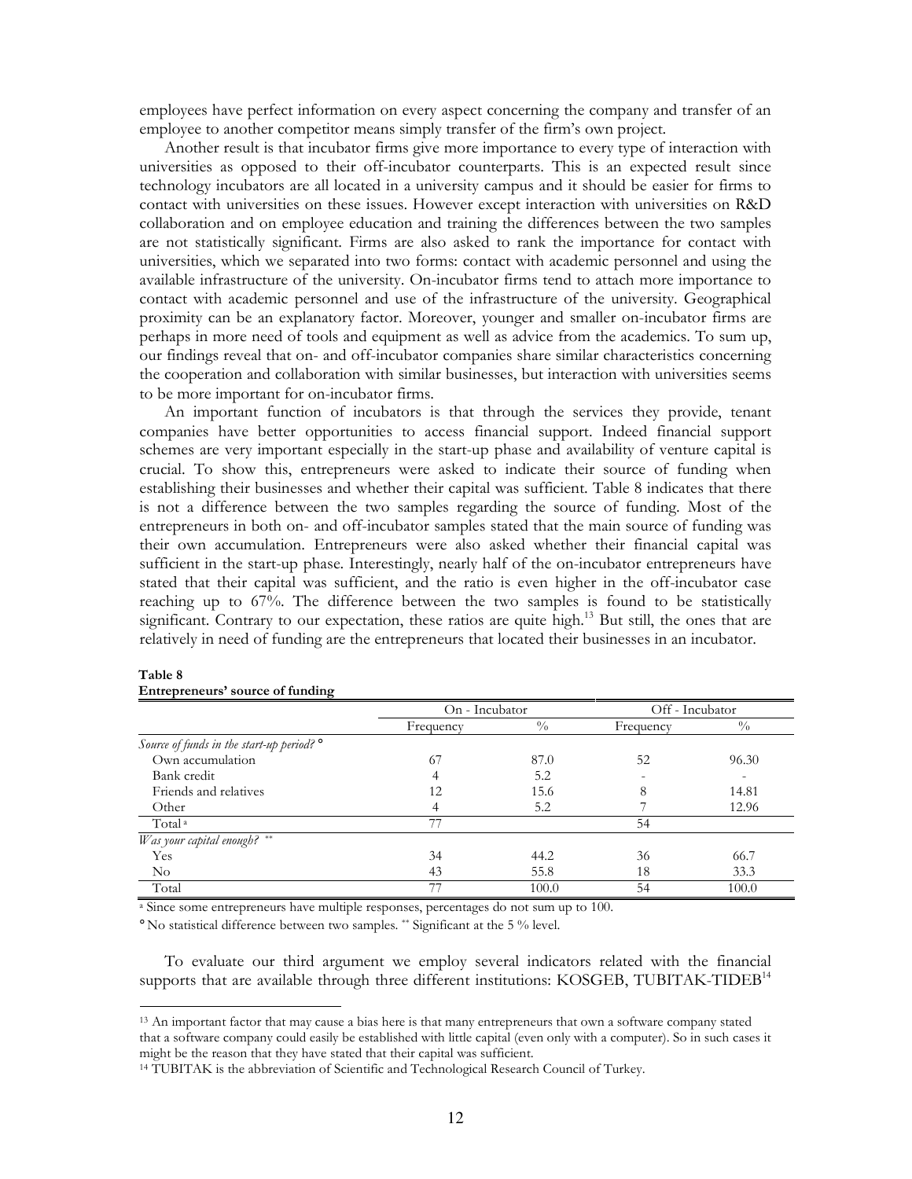employees have perfect information on every aspect concerning the company and transfer of an employee to another competitor means simply transfer of the firm's own project.

Another result is that incubator firms give more importance to every type of interaction with universities as opposed to their off-incubator counterparts. This is an expected result since technology incubators are all located in a university campus and it should be easier for firms to contact with universities on these issues. However except interaction with universities on R&D collaboration and on employee education and training the differences between the two samples are not statistically significant. Firms are also asked to rank the importance for contact with universities, which we separated into two forms: contact with academic personnel and using the available infrastructure of the university. On-incubator firms tend to attach more importance to contact with academic personnel and use of the infrastructure of the university. Geographical proximity can be an explanatory factor. Moreover, younger and smaller on-incubator firms are perhaps in more need of tools and equipment as well as advice from the academics. To sum up, our findings reveal that on- and off-incubator companies share similar characteristics concerning the cooperation and collaboration with similar businesses, but interaction with universities seems to be more important for on-incubator firms.

An important function of incubators is that through the services they provide, tenant companies have better opportunities to access financial support. Indeed financial support schemes are very important especially in the start-up phase and availability of venture capital is crucial. To show this, entrepreneurs were asked to indicate their source of funding when establishing their businesses and whether their capital was sufficient. Table 8 indicates that there is not a difference between the two samples regarding the source of funding. Most of the entrepreneurs in both on- and off-incubator samples stated that the main source of funding was their own accumulation. Entrepreneurs were also asked whether their financial capital was sufficient in the start-up phase. Interestingly, nearly half of the on-incubator entrepreneurs have stated that their capital was sufficient, and the ratio is even higher in the off-incubator case reaching up to 67%. The difference between the two samples is found to be statistically significant. Contrary to our expectation, these ratios are quite high.[13] But still, the ones that are relatively in need of funding are the entrepreneurs that located their businesses in an incubator.

**Table 8**
**Entrepreneurs' source of funding**

| | On - Incubator | | Off - Incubator | |
|---|---|---|---|---|
| | Frequency | % | Frequency | % |
| *Source of funds in the start-up period?* ° | | | | |
| Own accumulation | 67 | 87.0 | 52 | 96.30 |
| Bank credit | 4 | 5.2 | - | - |
| Friends and relatives | 12 | 15.6 | 8 | 14.81 |
| Other | 4 | 5.2 | 7 | 12.96 |
| Total [a] | 77 | | 54 | |
| *Was your capital enough?* ** | | | | |
| Yes | 34 | 44.2 | 36 | 66.7 |
| No | 43 | 55.8 | 18 | 33.3 |
| Total | 77 | 100.0 | 54 | 100.0 |

[a] Since some entrepreneurs have multiple responses, percentages do not sum up to 100.

° No statistical difference between two samples. ** Significant at the 5 % level.

To evaluate our third argument we employ several indicators related with the financial supports that are available through three different institutions: KOSGEB, TUBITAK-TIDEB[14]

[13] An important factor that may cause a bias here is that many entrepreneurs that own a software company stated that a software company could easily be established with little capital (even only with a computer). So in such cases it might be the reason that they have stated that their capital was sufficient.

[14] TUBITAK is the abbreviation of Scientific and Technological Research Council of Turkey.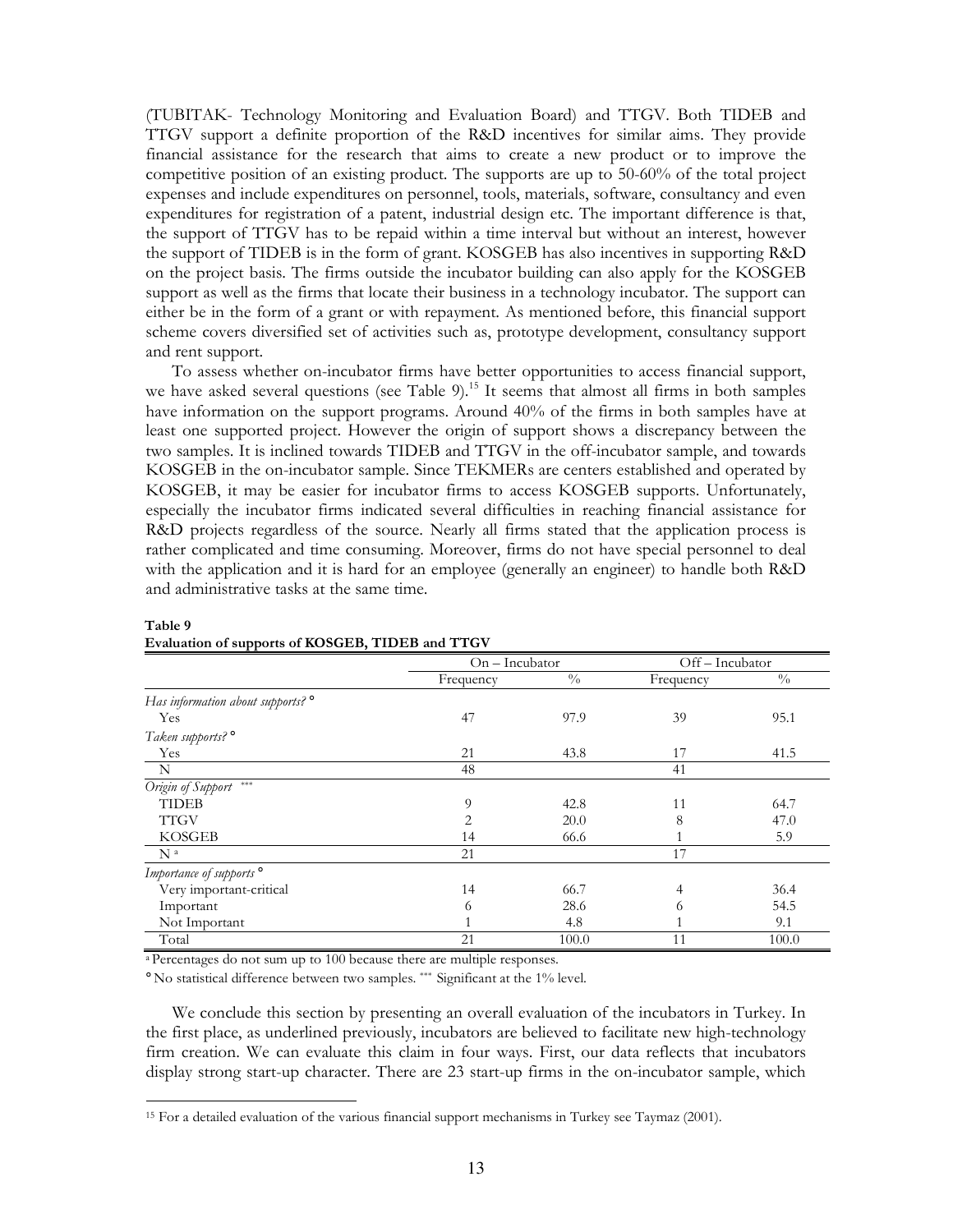(TUBITAK- Technology Monitoring and Evaluation Board) and TTGV. Both TIDEB and TTGV support a definite proportion of the R&D incentives for similar aims. They provide financial assistance for the research that aims to create a new product or to improve the competitive position of an existing product. The supports are up to 50-60% of the total project expenses and include expenditures on personnel, tools, materials, software, consultancy and even expenditures for registration of a patent, industrial design etc. The important difference is that, the support of TTGV has to be repaid within a time interval but without an interest, however the support of TIDEB is in the form of grant. KOSGEB has also incentives in supporting R&D on the project basis. The firms outside the incubator building can also apply for the KOSGEB support as well as the firms that locate their business in a technology incubator. The support can either be in the form of a grant or with repayment. As mentioned before, this financial support scheme covers diversified set of activities such as, prototype development, consultancy support and rent support.

To assess whether on-incubator firms have better opportunities to access financial support, we have asked several questions (see Table 9).[15] It seems that almost all firms in both samples have information on the support programs. Around 40% of the firms in both samples have at least one supported project. However the origin of support shows a discrepancy between the two samples. It is inclined towards TIDEB and TTGV in the off-incubator sample, and towards KOSGEB in the on-incubator sample. Since TEKMERs are centers established and operated by KOSGEB, it may be easier for incubator firms to access KOSGEB supports. Unfortunately, especially the incubator firms indicated several difficulties in reaching financial assistance for R&D projects regardless of the source. Nearly all firms stated that the application process is rather complicated and time consuming. Moreover, firms do not have special personnel to deal with the application and it is hard for an employee (generally an engineer) to handle both R&D and administrative tasks at the same time.

**Table 9**
**Evaluation of supports of KOSGEB, TIDEB and TTGV**

| | On – Incubator | | Off – Incubator | |
|---|---|---|---|---|
| | Frequency | % | Frequency | % |
| *Has information about supports?* ° | | | | |
| Yes | 47 | 97.9 | 39 | 95.1 |
| *Taken supports?* ° | | | | |
| Yes | 21 | 43.8 | 17 | 41.5 |
| N | 48 | | 41 | |
| *Origin of Support* *** | | | | |
| TIDEB | 9 | 42.8 | 11 | 64.7 |
| TTGV | 2 | 20.0 | 8 | 47.0 |
| KOSGEB | 14 | 66.6 | 1 | 5.9 |
| N [a] | 21 | | 17 | |
| *Importance of supports* ° | | | | |
| Very important-critical | 14 | 66.7 | 4 | 36.4 |
| Important | 6 | 28.6 | 6 | 54.5 |
| Not Important | 1 | 4.8 | 1 | 9.1 |
| Total | 21 | 100.0 | 11 | 100.0 |

[a] Percentages do not sum up to 100 because there are multiple responses.

° No statistical difference between two samples. *** Significant at the 1% level.

We conclude this section by presenting an overall evaluation of the incubators in Turkey. In the first place, as underlined previously, incubators are believed to facilitate new high-technology firm creation. We can evaluate this claim in four ways. First, our data reflects that incubators display strong start-up character. There are 23 start-up firms in the on-incubator sample, which

[15] For a detailed evaluation of the various financial support mechanisms in Turkey see Taymaz (2001).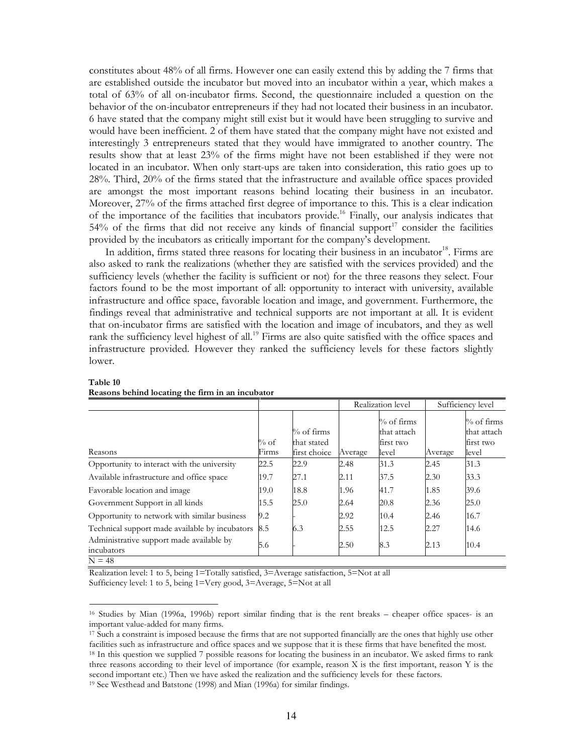constitutes about 48% of all firms. However one can easily extend this by adding the 7 firms that are established outside the incubator but moved into an incubator within a year, which makes a total of 63% of all on-incubator firms. Second, the questionnaire included a question on the behavior of the on-incubator entrepreneurs if they had not located their business in an incubator. 6 have stated that the company might still exist but it would have been struggling to survive and would have been inefficient. 2 of them have stated that the company might have not existed and interestingly 3 entrepreneurs stated that they would have immigrated to another country. The results show that at least 23% of the firms might have not been established if they were not located in an incubator. When only start-ups are taken into consideration, this ratio goes up to 28%. Third, 20% of the firms stated that the infrastructure and available office spaces provided are amongst the most important reasons behind locating their business in an incubator. Moreover, 27% of the firms attached first degree of importance to this. This is a clear indication of the importance of the facilities that incubators provide.[16] Finally, our analysis indicates that 54% of the firms that did not receive any kinds of financial support[17] consider the facilities provided by the incubators as critically important for the company's development.

In addition, firms stated three reasons for locating their business in an incubator[18]. Firms are also asked to rank the realizations (whether they are satisfied with the services provided) and the sufficiency levels (whether the facility is sufficient or not) for the three reasons they select. Four factors found to be the most important of all: opportunity to interact with university, available infrastructure and office space, favorable location and image, and government. Furthermore, the findings reveal that administrative and technical supports are not important at all. It is evident that on-incubator firms are satisfied with the location and image of incubators, and they as well rank the sufficiency level highest of all.[19] Firms are also quite satisfied with the office spaces and infrastructure provided. However they ranked the sufficiency levels for these factors slightly lower.

**Table 10**
**Reasons behind locating the firm in an incubator**

| | | | Realization level | | Sufficiency level | |
|---|---|---|---|---|---|---|
| Reasons | % of Firms | % of firms that stated first choice | Average | % of firms that attach first two level | Average | % of firms that attach first two level |
| Opportunity to interact with the university | 22.5 | 22.9 | 2.48 | 31.3 | 2.45 | 31.3 |
| Available infrastructure and office space | 19.7 | 27.1 | 2.11 | 37.5 | 2.30 | 33.3 |
| Favorable location and image | 19.0 | 18.8 | 1.96 | 41.7 | 1.85 | 39.6 |
| Government Support in all kinds | 15.5 | 25.0 | 2.64 | 20.8 | 2.36 | 25.0 |
| Opportunity to network with similar business | 9.2 | - | 2.92 | 10.4 | 2.46 | 16.7 |
| Technical support made available by incubators | 8.5 | 6.3 | 2.55 | 12.5 | 2.27 | 14.6 |
| Administrative support made available by incubators | 5.6 | - | 2.50 | 8.3 | 2.13 | 10.4 |
| N = 48 | | | | | | |

Realization level: 1 to 5, being 1=Totally satisfied, 3=Average satisfaction, 5=Not at all
Sufficiency level: 1 to 5, being 1=Very good, 3=Average, 5=Not at all

---

[16] Studies by Mian (1996a, 1996b) report similar finding that is the rent breaks – cheaper office spaces- is an important value-added for many firms.

[17] Such a constraint is imposed because the firms that are not supported financially are the ones that highly use other facilities such as infrastructure and office spaces and we suppose that it is these firms that have benefited the most.

[18] In this question we supplied 7 possible reasons for locating the business in an incubator. We asked firms to rank three reasons according to their level of importance (for example, reason X is the first important, reason Y is the second important etc.) Then we have asked the realization and the sufficiency levels for these factors.

[19] See Westhead and Batstone (1998) and Mian (1996a) for similar findings.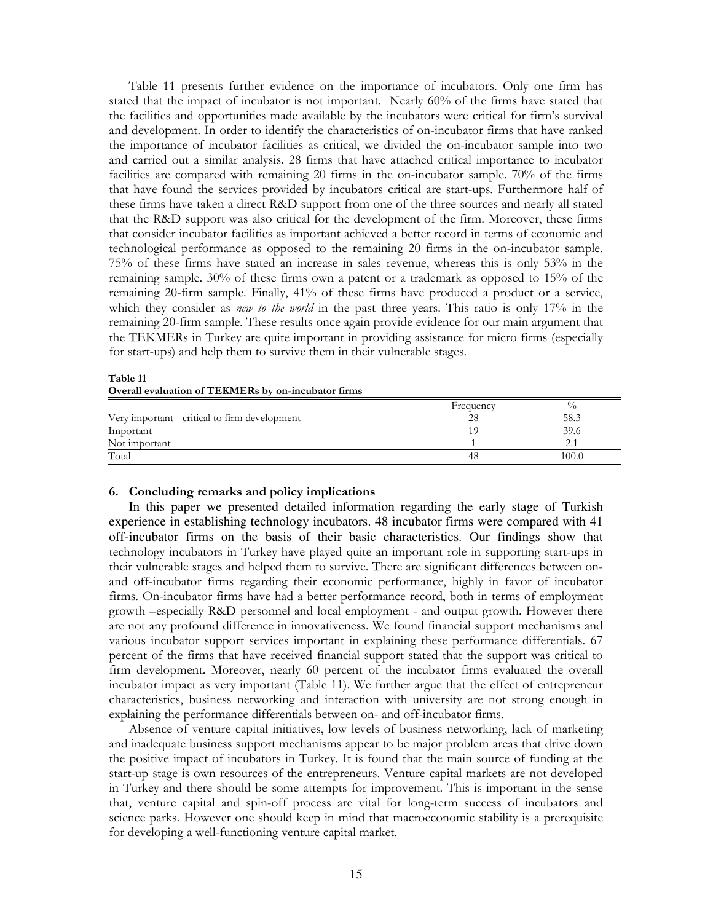Table 11 presents further evidence on the importance of incubators. Only one firm has stated that the impact of incubator is not important. Nearly 60% of the firms have stated that the facilities and opportunities made available by the incubators were critical for firm's survival and development. In order to identify the characteristics of on-incubator firms that have ranked the importance of incubator facilities as critical, we divided the on-incubator sample into two and carried out a similar analysis. 28 firms that have attached critical importance to incubator facilities are compared with remaining 20 firms in the on-incubator sample. 70% of the firms that have found the services provided by incubators critical are start-ups. Furthermore half of these firms have taken a direct R&D support from one of the three sources and nearly all stated that the R&D support was also critical for the development of the firm. Moreover, these firms that consider incubator facilities as important achieved a better record in terms of economic and technological performance as opposed to the remaining 20 firms in the on-incubator sample. 75% of these firms have stated an increase in sales revenue, whereas this is only 53% in the remaining sample. 30% of these firms own a patent or a trademark as opposed to 15% of the remaining 20-firm sample. Finally, 41% of these firms have produced a product or a service, which they consider as *new to the world* in the past three years. This ratio is only 17% in the remaining 20-firm sample. These results once again provide evidence for our main argument that the TEKMERs in Turkey are quite important in providing assistance for micro firms (especially for start-ups) and help them to survive them in their vulnerable stages.

**Table 11**
**Overall evaluation of TEKMERs by on-incubator firms**

| | Frequency | % |
|---|---|---|
| Very important - critical to firm development | 28 | 58.3 |
| Important | 19 | 39.6 |
| Not important | 1 | 2.1 |
| Total | 48 | 100.0 |

## 6. Concluding remarks and policy implications

In this paper we presented detailed information regarding the early stage of Turkish experience in establishing technology incubators. 48 incubator firms were compared with 41 off-incubator firms on the basis of their basic characteristics. Our findings show that technology incubators in Turkey have played quite an important role in supporting start-ups in their vulnerable stages and helped them to survive. There are significant differences between on- and off-incubator firms regarding their economic performance, highly in favor of incubator firms. On-incubator firms have had a better performance record, both in terms of employment growth –especially R&D personnel and local employment - and output growth. However there are not any profound difference in innovativeness. We found financial support mechanisms and various incubator support services important in explaining these performance differentials. 67 percent of the firms that have received financial support stated that the support was critical to firm development. Moreover, nearly 60 percent of the incubator firms evaluated the overall incubator impact as very important (Table 11). We further argue that the effect of entrepreneur characteristics, business networking and interaction with university are not strong enough in explaining the performance differentials between on- and off-incubator firms.

Absence of venture capital initiatives, low levels of business networking, lack of marketing and inadequate business support mechanisms appear to be major problem areas that drive down the positive impact of incubators in Turkey. It is found that the main source of funding at the start-up stage is own resources of the entrepreneurs. Venture capital markets are not developed in Turkey and there should be some attempts for improvement. This is important in the sense that, venture capital and spin-off process are vital for long-term success of incubators and science parks. However one should keep in mind that macroeconomic stability is a prerequisite for developing a well-functioning venture capital market.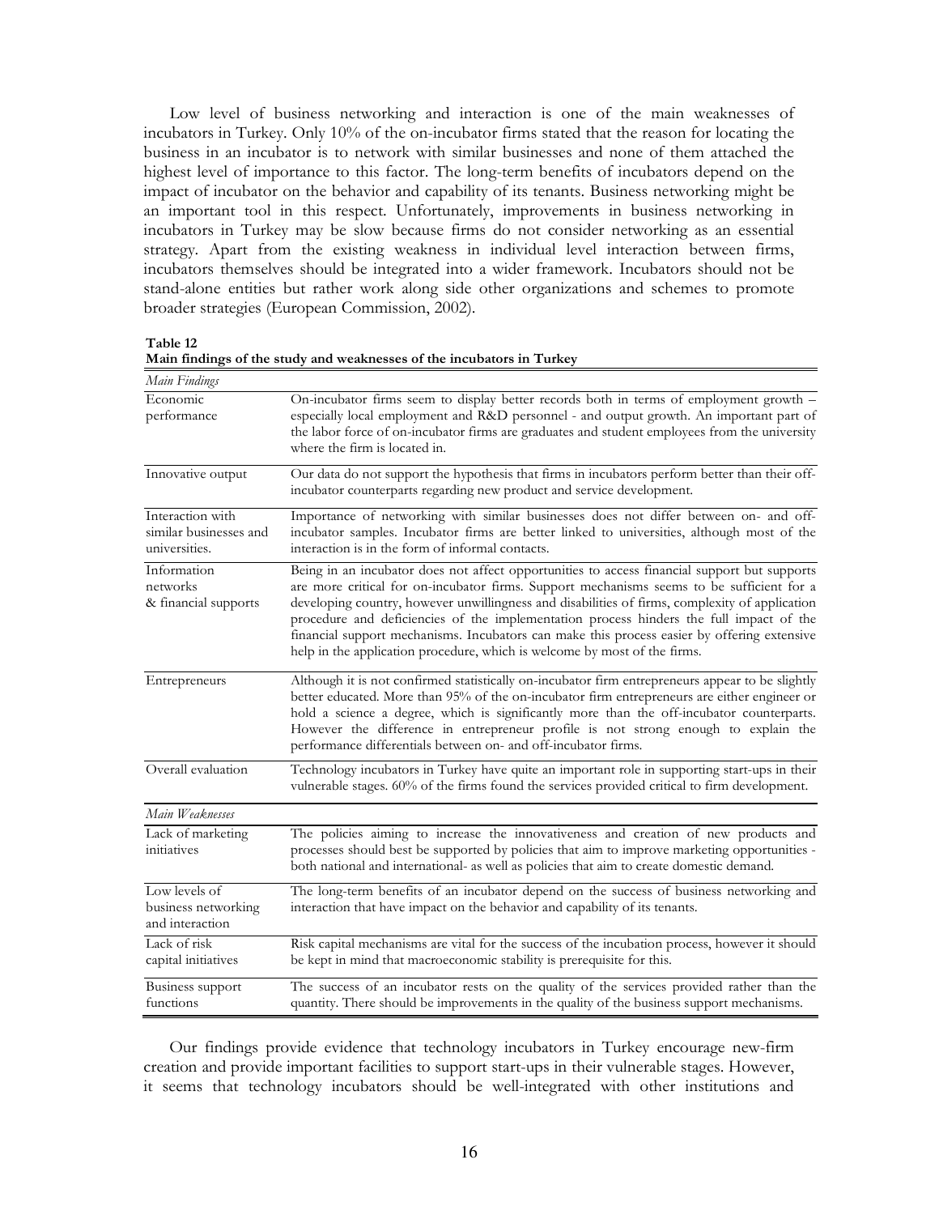Low level of business networking and interaction is one of the main weaknesses of incubators in Turkey. Only 10% of the on-incubator firms stated that the reason for locating the business in an incubator is to network with similar businesses and none of them attached the highest level of importance to this factor. The long-term benefits of incubators depend on the impact of incubator on the behavior and capability of its tenants. Business networking might be an important tool in this respect. Unfortunately, improvements in business networking in incubators in Turkey may be slow because firms do not consider networking as an essential strategy. Apart from the existing weakness in individual level interaction between firms, incubators themselves should be integrated into a wider framework. Incubators should not be stand-alone entities but rather work along side other organizations and schemes to promote broader strategies (European Commission, 2002).

**Table 12**
**Main findings of the study and weaknesses of the incubators in Turkey**

| *Main Findings* | |
|---|---|
| Economic performance | On-incubator firms seem to display better records both in terms of employment growth – especially local employment and R&D personnel - and output growth. An important part of the labor force of on-incubator firms are graduates and student employees from the university where the firm is located in. |
| Innovative output | Our data do not support the hypothesis that firms in incubators perform better than their off-incubator counterparts regarding new product and service development. |
| Interaction with similar businesses and universities. | Importance of networking with similar businesses does not differ between on- and off-incubator samples. Incubator firms are better linked to universities, although most of the interaction is in the form of informal contacts. |
| Information networks & financial supports | Being in an incubator does not affect opportunities to access financial support but supports are more critical for on-incubator firms. Support mechanisms seems to be sufficient for a developing country, however unwillingness and disabilities of firms, complexity of application procedure and deficiencies of the implementation process hinders the full impact of the financial support mechanisms. Incubators can make this process easier by offering extensive help in the application procedure, which is welcome by most of the firms. |
| Entrepreneurs | Although it is not confirmed statistically on-incubator firm entrepreneurs appear to be slightly better educated. More than 95% of the on-incubator firm entrepreneurs are either engineer or hold a science a degree, which is significantly more than the off-incubator counterparts. However the difference in entrepreneur profile is not strong enough to explain the performance differentials between on- and off-incubator firms. |
| Overall evaluation | Technology incubators in Turkey have quite an important role in supporting start-ups in their vulnerable stages. 60% of the firms found the services provided critical to firm development. |
| *Main Weaknesses* | |
| Lack of marketing initiatives | The policies aiming to increase the innovativeness and creation of new products and processes should best be supported by policies that aim to improve marketing opportunities - both national and international- as well as policies that aim to create domestic demand. |
| Low levels of business networking and interaction | The long-term benefits of an incubator depend on the success of business networking and interaction that have impact on the behavior and capability of its tenants. |
| Lack of risk capital initiatives | Risk capital mechanisms are vital for the success of the incubation process, however it should be kept in mind that macroeconomic stability is prerequisite for this. |
| Business support functions | The success of an incubator rests on the quality of the services provided rather than the quantity. There should be improvements in the quality of the business support mechanisms. |

Our findings provide evidence that technology incubators in Turkey encourage new-firm creation and provide important facilities to support start-ups in their vulnerable stages. However, it seems that technology incubators should be well-integrated with other institutions and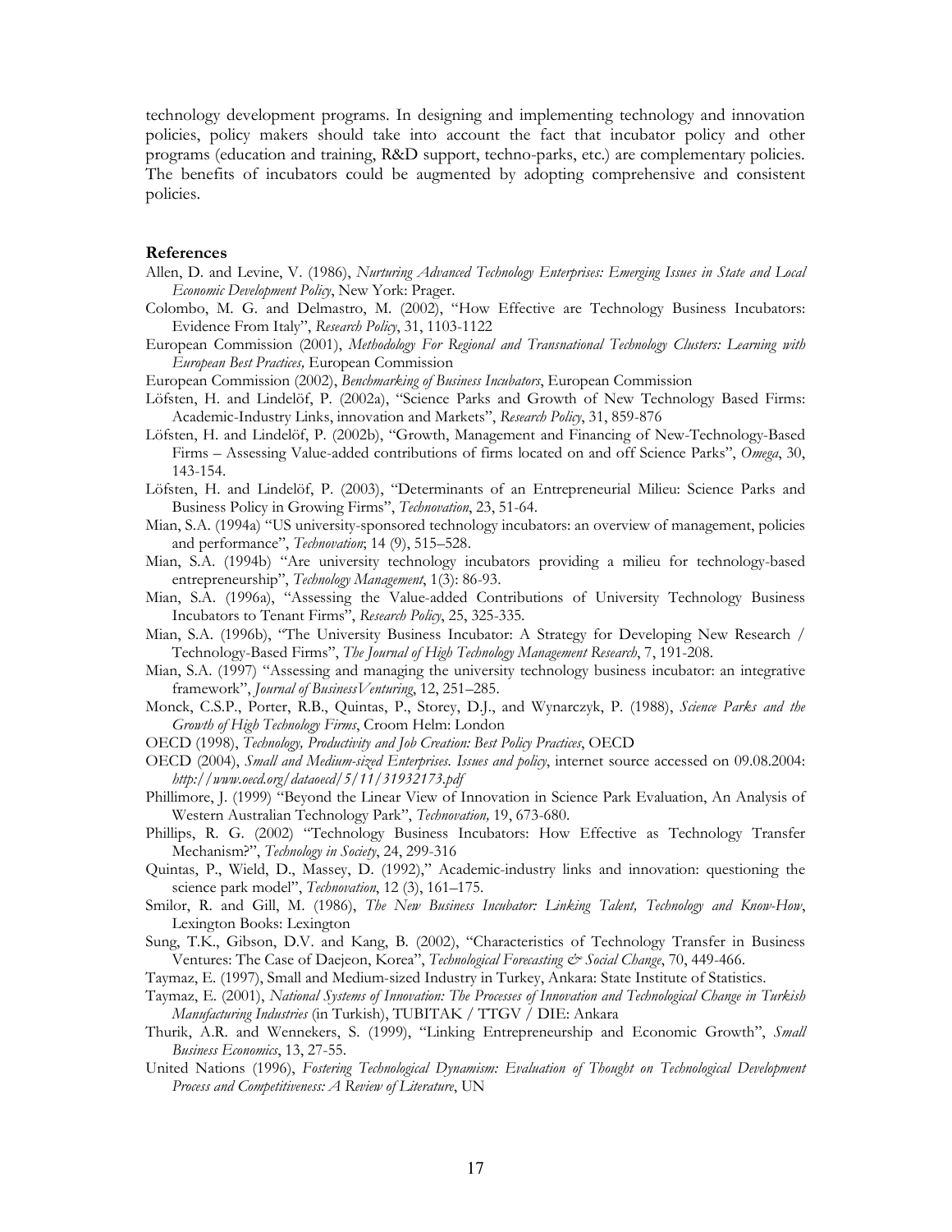technology development programs. In designing and implementing technology and innovation policies, policy makers should take into account the fact that incubator policy and other programs (education and training, R&D support, techno-parks, etc.) are complementary policies. The benefits of incubators could be augmented by adopting comprehensive and consistent policies.

## References

Allen, D. and Levine, V. (1986), *Nurturing Advanced Technology Enterprises: Emerging Issues in State and Local Economic Development Policy*, New York: Prager.

Colombo, M. G. and Delmastro, M. (2002), "How Effective are Technology Business Incubators: Evidence From Italy", *Research Policy*, 31, 1103-1122

European Commission (2001), *Methodology For Regional and Transnational Technology Clusters: Learning with European Best Practices,* European Commission

European Commission (2002), *Benchmarking of Business Incubators*, European Commission

Löfsten, H. and Lindelöf, P. (2002a), "Science Parks and Growth of New Technology Based Firms: Academic-Industry Links, innovation and Markets", *Research Policy*, 31, 859-876

Löfsten, H. and Lindelöf, P. (2002b), "Growth, Management and Financing of New-Technology-Based Firms – Assessing Value-added contributions of firms located on and off Science Parks", *Omega*, 30, 143-154.

Löfsten, H. and Lindelöf, P. (2003), "Determinants of an Entrepreneurial Milieu: Science Parks and Business Policy in Growing Firms", *Technovation*, 23, 51-64.

Mian, S.A. (1994a) "US university-sponsored technology incubators: an overview of management, policies and performance", *Technovation*; 14 (9), 515–528.

Mian, S.A. (1994b) "Are university technology incubators providing a milieu for technology-based entrepreneurship", *Technology Management*, 1(3): 86-93.

Mian, S.A. (1996a), "Assessing the Value-added Contributions of University Technology Business Incubators to Tenant Firms", *Research Policy*, 25, 325-335.

Mian, S.A. (1996b), "The University Business Incubator: A Strategy for Developing New Research / Technology-Based Firms", *The Journal of High Technology Management Research*, 7, 191-208.

Mian, S.A. (1997) "Assessing and managing the university technology business incubator: an integrative framework", *Journal of BusinessVenturing*, 12, 251–285.

Monck, C.S.P., Porter, R.B., Quintas, P., Storey, D.J., and Wynarczyk, P. (1988), *Science Parks and the Growth of High Technology Firms*, Croom Helm: London

OECD (1998), *Technology, Productivity and Job Creation: Best Policy Practices*, OECD

OECD (2004), *Small and Medium-sized Enterprises. Issues and policy*, internet source accessed on 09.08.2004: *http://www.oecd.org/dataoecd/5/11/31932173.pdf*

Phillimore, J. (1999) "Beyond the Linear View of Innovation in Science Park Evaluation, An Analysis of Western Australian Technology Park", *Technovation,* 19, 673-680.

Phillips, R. G. (2002) "Technology Business Incubators: How Effective as Technology Transfer Mechanism?", *Technology in Society*, 24, 299-316

Quintas, P., Wield, D., Massey, D. (1992)," Academic-industry links and innovation: questioning the science park model", *Technovation*, 12 (3), 161–175.

Smilor, R. and Gill, M. (1986), *The New Business Incubator: Linking Talent, Technology and Know-How*, Lexington Books: Lexington

Sung, T.K., Gibson, D.V. and Kang, B. (2002), "Characteristics of Technology Transfer in Business Ventures: The Case of Daejeon, Korea", *Technological Forecasting & Social Change*, 70, 449-466.

Taymaz, E. (1997), Small and Medium-sized Industry in Turkey, Ankara: State Institute of Statistics.

Taymaz, E. (2001), *National Systems of Innovation: The Processes of Innovation and Technological Change in Turkish Manufacturing Industries* (in Turkish), TUBITAK / TTGV / DIE: Ankara

Thurik, A.R. and Wennekers, S. (1999), "Linking Entrepreneurship and Economic Growth", *Small Business Economics*, 13, 27-55.

United Nations (1996), *Fostering Technological Dynamism: Evaluation of Thought on Technological Development Process and Competitiveness: A Review of Literature*, UN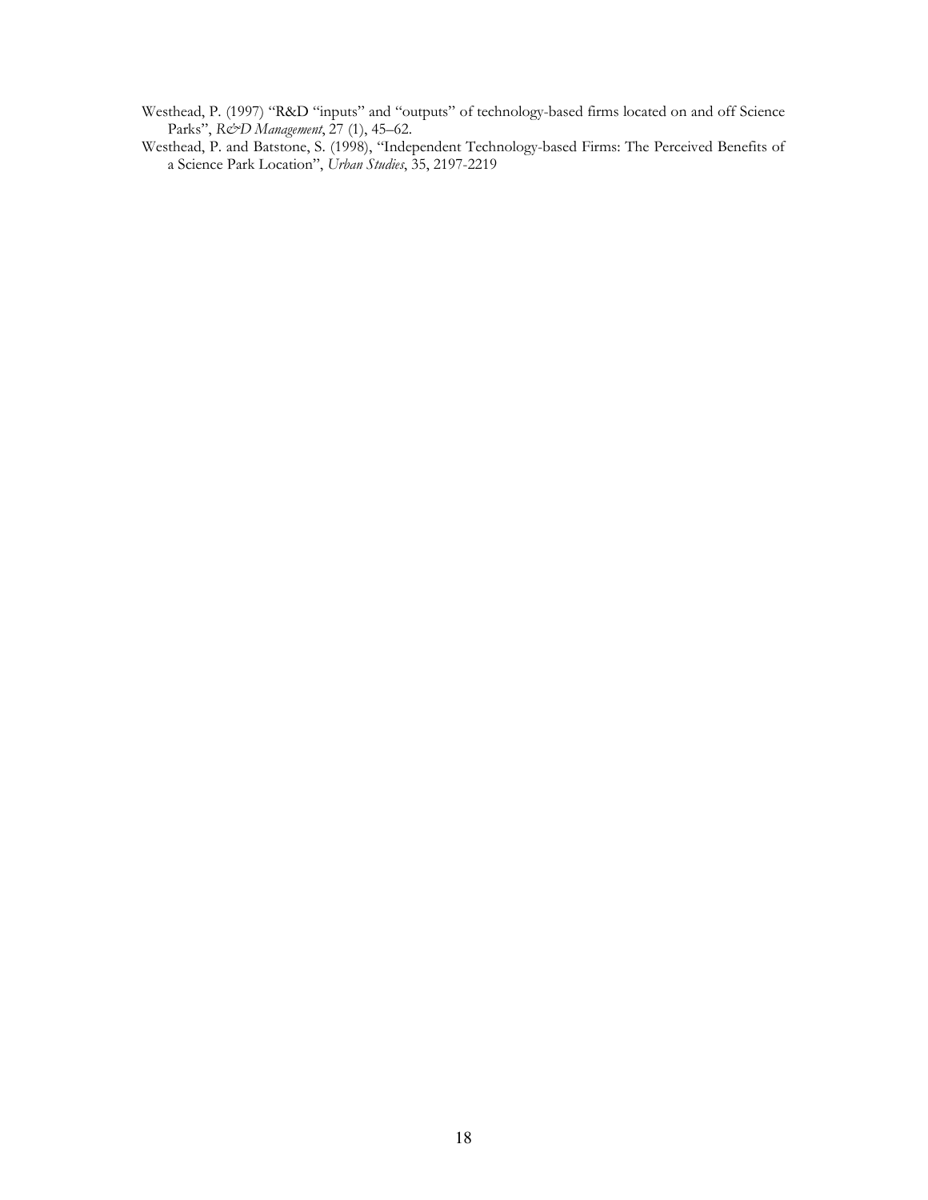Westhead, P. (1997) "R&D "inputs" and "outputs" of technology-based firms located on and off Science Parks", *R&D Management*, 27 (1), 45–62.

Westhead, P. and Batstone, S. (1998), "Independent Technology-based Firms: The Perceived Benefits of a Science Park Location", *Urban Studies*, 35, 2197-2219